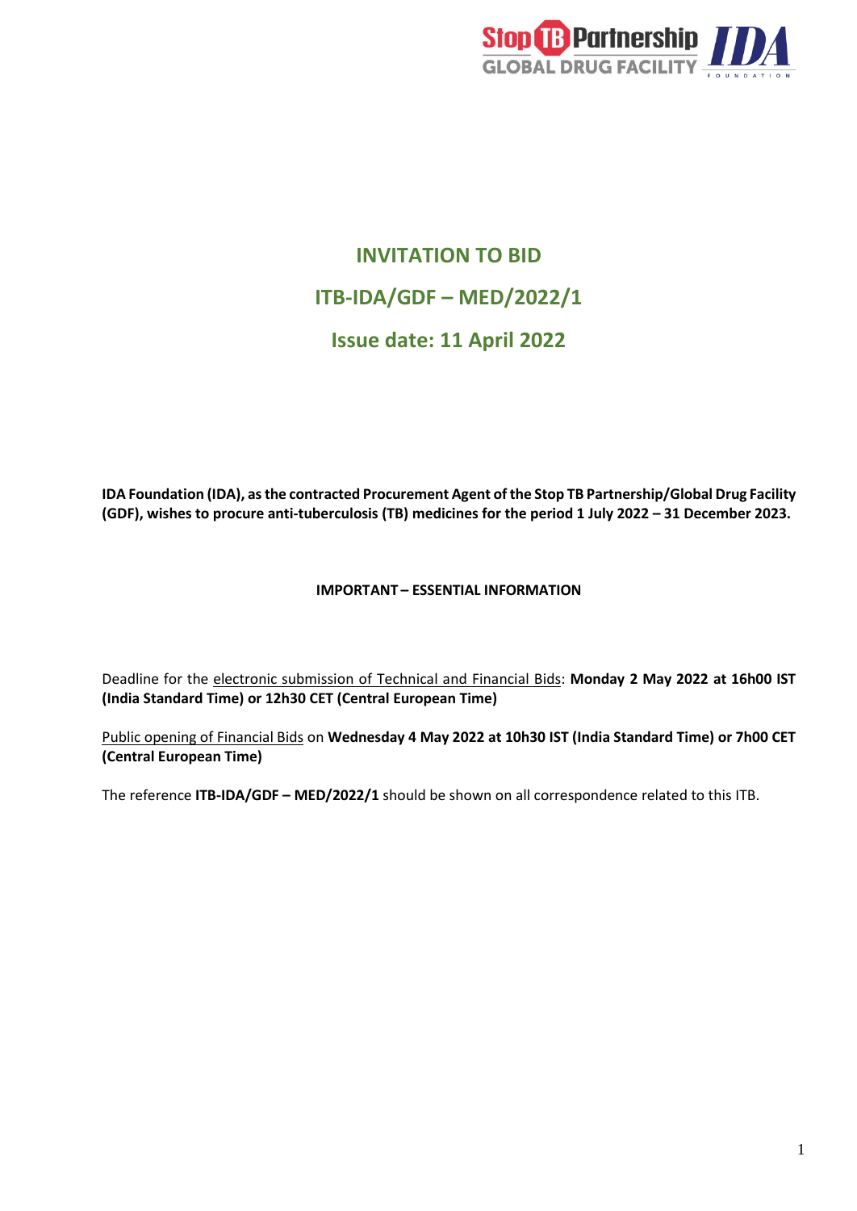# INVITATION TO BID

# ITB-IDA/GDF – MED/2022/1

# Issue date: 11 April 2022

**IDA Foundation (IDA), as the contracted Procurement Agent of the Stop TB Partnership/Global Drug Facility (GDF), wishes to procure anti-tuberculosis (TB) medicines for the period 1 July 2022 – 31 December 2023.**

**IMPORTANT – ESSENTIAL INFORMATION**

Deadline for the electronic submission of Technical and Financial Bids: **Monday 2 May 2022 at 16h00 IST (India Standard Time) or 12h30 CET (Central European Time)**

Public opening of Financial Bids on **Wednesday 4 May 2022 at 10h30 IST (India Standard Time) or 7h00 CET (Central European Time)**

The reference **ITB-IDA/GDF – MED/2022/1** should be shown on all correspondence related to this ITB.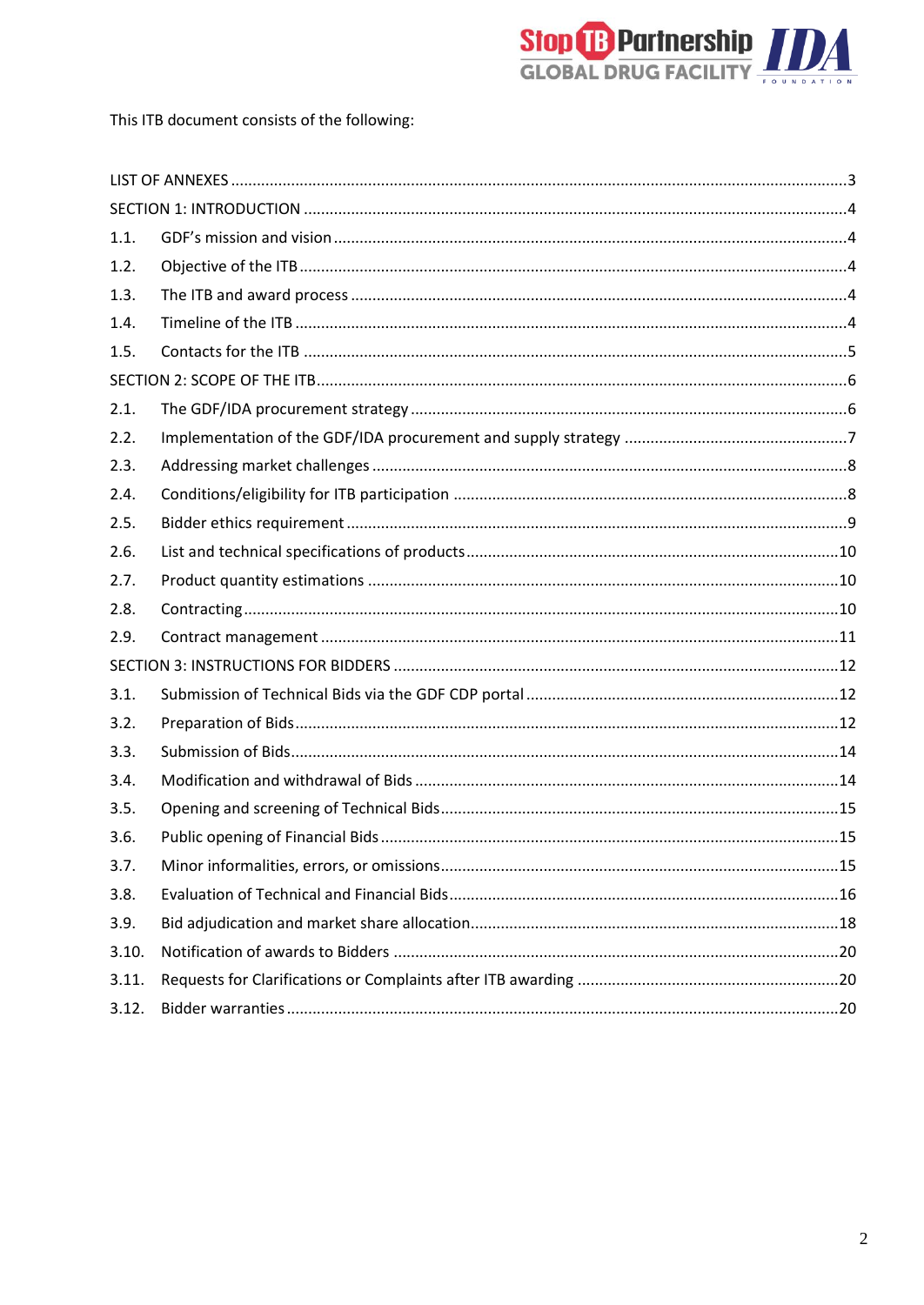This ITB document consists of the following:

| | | |
|---|---|---|
| LIST OF ANNEXES | | 3 |
| SECTION 1: INTRODUCTION | | 4 |
| 1.1. | GDF's mission and vision | 4 |
| 1.2. | Objective of the ITB | 4 |
| 1.3. | The ITB and award process | 4 |
| 1.4. | Timeline of the ITB | 4 |
| 1.5. | Contacts for the ITB | 5 |
| SECTION 2: SCOPE OF THE ITB | | 6 |
| 2.1. | The GDF/IDA procurement strategy | 6 |
| 2.2. | Implementation of the GDF/IDA procurement and supply strategy | 7 |
| 2.3. | Addressing market challenges | 8 |
| 2.4. | Conditions/eligibility for ITB participation | 8 |
| 2.5. | Bidder ethics requirement | 9 |
| 2.6. | List and technical specifications of products | 10 |
| 2.7. | Product quantity estimations | 10 |
| 2.8. | Contracting | 10 |
| 2.9. | Contract management | 11 |
| SECTION 3: INSTRUCTIONS FOR BIDDERS | | 12 |
| 3.1. | Submission of Technical Bids via the GDF CDP portal | 12 |
| 3.2. | Preparation of Bids | 12 |
| 3.3. | Submission of Bids | 14 |
| 3.4. | Modification and withdrawal of Bids | 14 |
| 3.5. | Opening and screening of Technical Bids | 15 |
| 3.6. | Public opening of Financial Bids | 15 |
| 3.7. | Minor informalities, errors, or omissions | 15 |
| 3.8. | Evaluation of Technical and Financial Bids | 16 |
| 3.9. | Bid adjudication and market share allocation | 18 |
| 3.10. | Notification of awards to Bidders | 20 |
| 3.11. | Requests for Clarifications or Complaints after ITB awarding | 20 |
| 3.12. | Bidder warranties | 20 |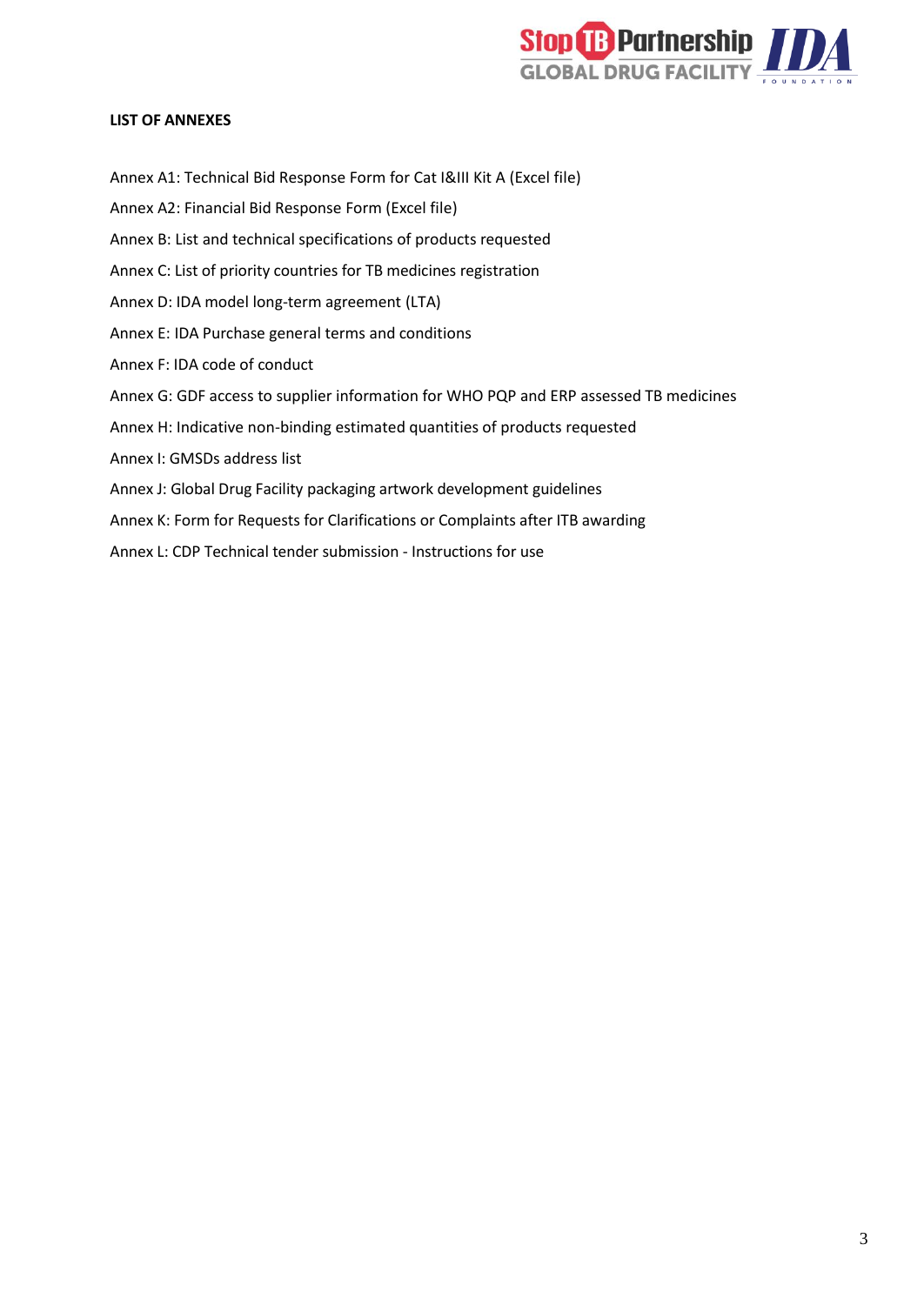**LIST OF ANNEXES**

Annex A1: Technical Bid Response Form for Cat I&III Kit A (Excel file)

Annex A2: Financial Bid Response Form (Excel file)

Annex B: List and technical specifications of products requested

Annex C: List of priority countries for TB medicines registration

Annex D: IDA model long-term agreement (LTA)

Annex E: IDA Purchase general terms and conditions

Annex F: IDA code of conduct

Annex G: GDF access to supplier information for WHO PQP and ERP assessed TB medicines

Annex H: Indicative non-binding estimated quantities of products requested

Annex I: GMSDs address list

Annex J: Global Drug Facility packaging artwork development guidelines

Annex K: Form for Requests for Clarifications or Complaints after ITB awarding

Annex L: CDP Technical tender submission - Instructions for use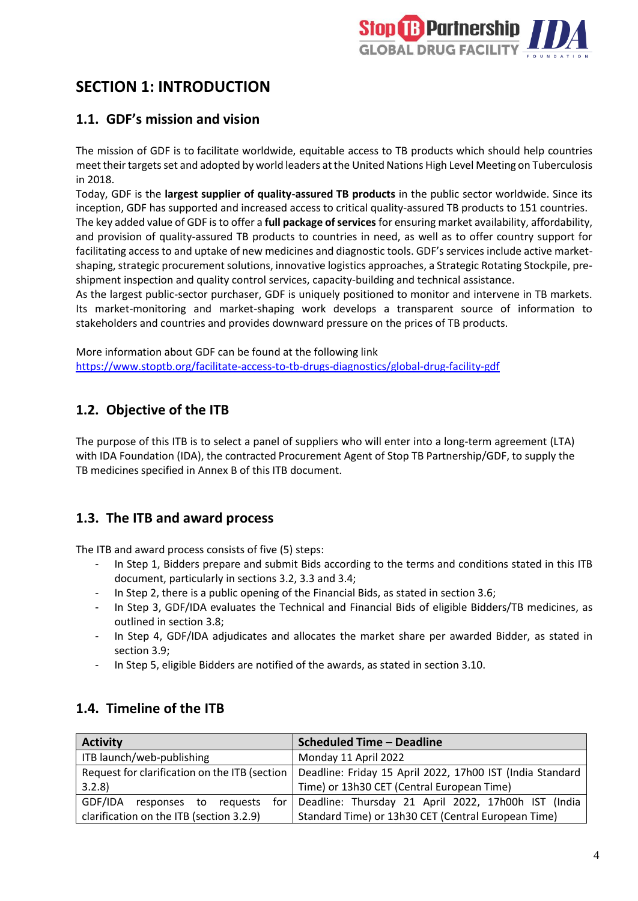# SECTION 1: INTRODUCTION

## 1.1. GDF's mission and vision

The mission of GDF is to facilitate worldwide, equitable access to TB products which should help countries meet their targets set and adopted by world leaders at the United Nations High Level Meeting on Tuberculosis in 2018.

Today, GDF is the **largest supplier of quality-assured TB products** in the public sector worldwide. Since its inception, GDF has supported and increased access to critical quality-assured TB products to 151 countries.

The key added value of GDF is to offer a **full package of services** for ensuring market availability, affordability, and provision of quality-assured TB products to countries in need, as well as to offer country support for facilitating access to and uptake of new medicines and diagnostic tools. GDF's services include active market-shaping, strategic procurement solutions, innovative logistics approaches, a Strategic Rotating Stockpile, pre-shipment inspection and quality control services, capacity-building and technical assistance.

As the largest public-sector purchaser, GDF is uniquely positioned to monitor and intervene in TB markets. Its market-monitoring and market-shaping work develops a transparent source of information to stakeholders and countries and provides downward pressure on the prices of TB products.

More information about GDF can be found at the following link
https://www.stoptb.org/facilitate-access-to-tb-drugs-diagnostics/global-drug-facility-gdf

## 1.2. Objective of the ITB

The purpose of this ITB is to select a panel of suppliers who will enter into a long-term agreement (LTA) with IDA Foundation (IDA), the contracted Procurement Agent of Stop TB Partnership/GDF, to supply the TB medicines specified in Annex B of this ITB document.

## 1.3. The ITB and award process

The ITB and award process consists of five (5) steps:

- In Step 1, Bidders prepare and submit Bids according to the terms and conditions stated in this ITB document, particularly in sections 3.2, 3.3 and 3.4;
- In Step 2, there is a public opening of the Financial Bids, as stated in section 3.6;
- In Step 3, GDF/IDA evaluates the Technical and Financial Bids of eligible Bidders/TB medicines, as outlined in section 3.8;
- In Step 4, GDF/IDA adjudicates and allocates the market share per awarded Bidder, as stated in section 3.9;
- In Step 5, eligible Bidders are notified of the awards, as stated in section 3.10.

## 1.4. Timeline of the ITB

| Activity | Scheduled Time – Deadline |
|---|---|
| ITB launch/web-publishing | Monday 11 April 2022 |
| Request for clarification on the ITB (section 3.2.8) | Deadline: Friday 15 April 2022, 17h00 IST (India Standard Time) or 13h30 CET (Central European Time) |
| GDF/IDA responses to requests for clarification on the ITB (section 3.2.9) | Deadline: Thursday 21 April 2022, 17h00h IST (India Standard Time) or 13h30 CET (Central European Time) |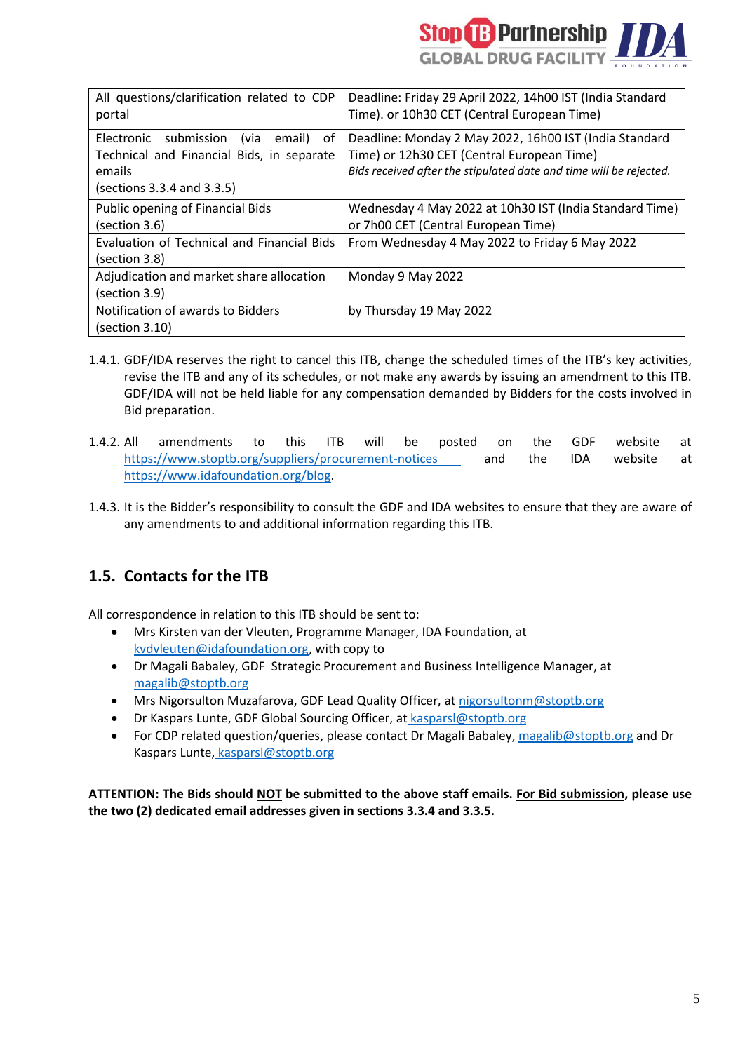| All questions/clarification related to CDP portal | Deadline: Friday 29 April 2022, 14h00 IST (India Standard Time). or 10h30 CET (Central European Time) |
|---|---|
| Electronic submission (via email) of Technical and Financial Bids, in separate emails (sections 3.3.4 and 3.3.5) | Deadline: Monday 2 May 2022, 16h00 IST (India Standard Time) or 12h30 CET (Central European Time) *Bids received after the stipulated date and time will be rejected.* |
| Public opening of Financial Bids (section 3.6) | Wednesday 4 May 2022 at 10h30 IST (India Standard Time) or 7h00 CET (Central European Time) |
| Evaluation of Technical and Financial Bids (section 3.8) | From Wednesday 4 May 2022 to Friday 6 May 2022 |
| Adjudication and market share allocation (section 3.9) | Monday 9 May 2022 |
| Notification of awards to Bidders (section 3.10) | by Thursday 19 May 2022 |

1.4.1. GDF/IDA reserves the right to cancel this ITB, change the scheduled times of the ITB's key activities, revise the ITB and any of its schedules, or not make any awards by issuing an amendment to this ITB. GDF/IDA will not be held liable for any compensation demanded by Bidders for the costs involved in Bid preparation.

1.4.2. All amendments to this ITB will be posted on the GDF website at https://www.stoptb.org/suppliers/procurement-notices and the IDA website at https://www.idafoundation.org/blog.

1.4.3. It is the Bidder's responsibility to consult the GDF and IDA websites to ensure that they are aware of any amendments to and additional information regarding this ITB.

## 1.5. Contacts for the ITB

All correspondence in relation to this ITB should be sent to:

- Mrs Kirsten van der Vleuten, Programme Manager, IDA Foundation, at kvdvleuten@idafoundation.org, with copy to
- Dr Magali Babaley, GDF Strategic Procurement and Business Intelligence Manager, at magalib@stoptb.org
- Mrs Nigorsulton Muzafarova, GDF Lead Quality Officer, at nigorsultonm@stoptb.org
- Dr Kaspars Lunte, GDF Global Sourcing Officer, at kasparsl@stoptb.org
- For CDP related question/queries, please contact Dr Magali Babaley, magalib@stoptb.org and Dr Kaspars Lunte, kasparsl@stoptb.org

**ATTENTION: The Bids should NOT be submitted to the above staff emails. For Bid submission, please use the two (2) dedicated email addresses given in sections 3.3.4 and 3.3.5.**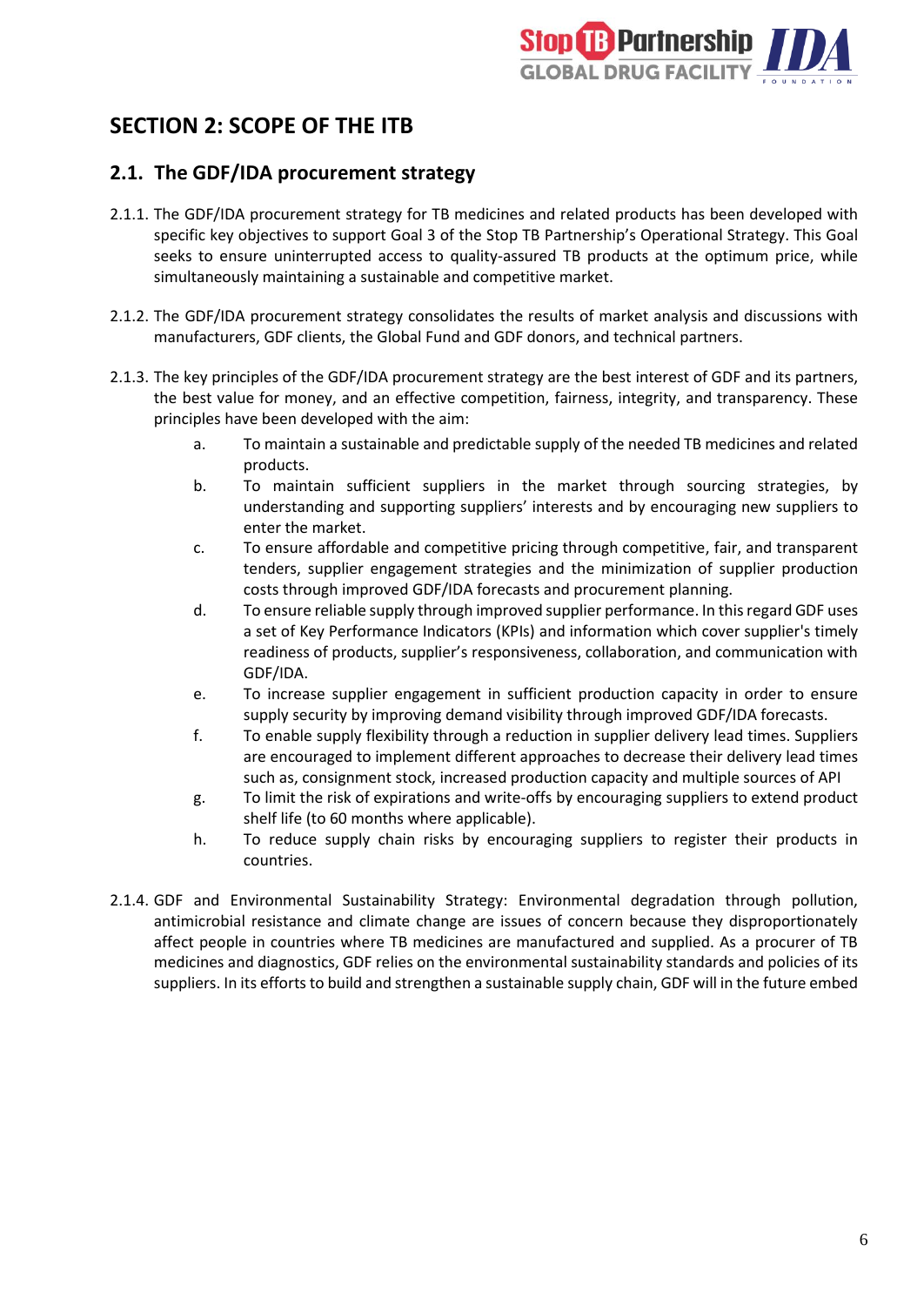# SECTION 2: SCOPE OF THE ITB

## 2.1. The GDF/IDA procurement strategy

2.1.1. The GDF/IDA procurement strategy for TB medicines and related products has been developed with specific key objectives to support Goal 3 of the Stop TB Partnership's Operational Strategy. This Goal seeks to ensure uninterrupted access to quality-assured TB products at the optimum price, while simultaneously maintaining a sustainable and competitive market.

2.1.2. The GDF/IDA procurement strategy consolidates the results of market analysis and discussions with manufacturers, GDF clients, the Global Fund and GDF donors, and technical partners.

2.1.3. The key principles of the GDF/IDA procurement strategy are the best interest of GDF and its partners, the best value for money, and an effective competition, fairness, integrity, and transparency. These principles have been developed with the aim:

a. To maintain a sustainable and predictable supply of the needed TB medicines and related products.

b. To maintain sufficient suppliers in the market through sourcing strategies, by understanding and supporting suppliers' interests and by encouraging new suppliers to enter the market.

c. To ensure affordable and competitive pricing through competitive, fair, and transparent tenders, supplier engagement strategies and the minimization of supplier production costs through improved GDF/IDA forecasts and procurement planning.

d. To ensure reliable supply through improved supplier performance. In this regard GDF uses a set of Key Performance Indicators (KPIs) and information which cover supplier's timely readiness of products, supplier's responsiveness, collaboration, and communication with GDF/IDA.

e. To increase supplier engagement in sufficient production capacity in order to ensure supply security by improving demand visibility through improved GDF/IDA forecasts.

f. To enable supply flexibility through a reduction in supplier delivery lead times. Suppliers are encouraged to implement different approaches to decrease their delivery lead times such as, consignment stock, increased production capacity and multiple sources of API

g. To limit the risk of expirations and write-offs by encouraging suppliers to extend product shelf life (to 60 months where applicable).

h. To reduce supply chain risks by encouraging suppliers to register their products in countries.

2.1.4. GDF and Environmental Sustainability Strategy: Environmental degradation through pollution, antimicrobial resistance and climate change are issues of concern because they disproportionately affect people in countries where TB medicines are manufactured and supplied. As a procurer of TB medicines and diagnostics, GDF relies on the environmental sustainability standards and policies of its suppliers. In its efforts to build and strengthen a sustainable supply chain, GDF will in the future embed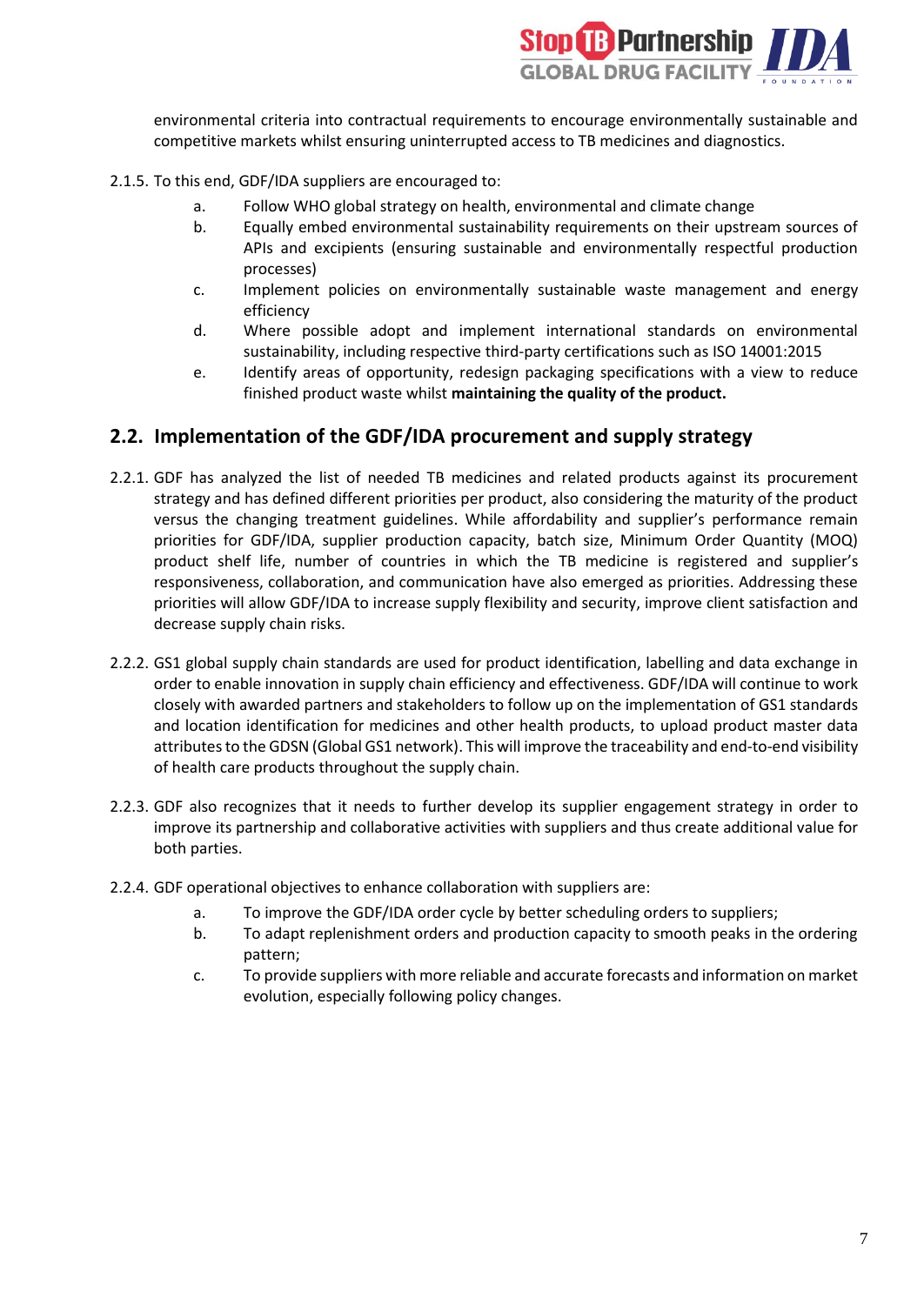environmental criteria into contractual requirements to encourage environmentally sustainable and competitive markets whilst ensuring uninterrupted access to TB medicines and diagnostics.

2.1.5. To this end, GDF/IDA suppliers are encouraged to:

a. Follow WHO global strategy on health, environmental and climate change

b. Equally embed environmental sustainability requirements on their upstream sources of APIs and excipients (ensuring sustainable and environmentally respectful production processes)

c. Implement policies on environmentally sustainable waste management and energy efficiency

d. Where possible adopt and implement international standards on environmental sustainability, including respective third-party certifications such as ISO 14001:2015

e. Identify areas of opportunity, redesign packaging specifications with a view to reduce finished product waste whilst **maintaining the quality of the product.**

## 2.2. Implementation of the GDF/IDA procurement and supply strategy

2.2.1. GDF has analyzed the list of needed TB medicines and related products against its procurement strategy and has defined different priorities per product, also considering the maturity of the product versus the changing treatment guidelines. While affordability and supplier's performance remain priorities for GDF/IDA, supplier production capacity, batch size, Minimum Order Quantity (MOQ) product shelf life, number of countries in which the TB medicine is registered and supplier's responsiveness, collaboration, and communication have also emerged as priorities. Addressing these priorities will allow GDF/IDA to increase supply flexibility and security, improve client satisfaction and decrease supply chain risks.

2.2.2. GS1 global supply chain standards are used for product identification, labelling and data exchange in order to enable innovation in supply chain efficiency and effectiveness. GDF/IDA will continue to work closely with awarded partners and stakeholders to follow up on the implementation of GS1 standards and location identification for medicines and other health products, to upload product master data attributes to the GDSN (Global GS1 network). This will improve the traceability and end-to-end visibility of health care products throughout the supply chain.

2.2.3. GDF also recognizes that it needs to further develop its supplier engagement strategy in order to improve its partnership and collaborative activities with suppliers and thus create additional value for both parties.

2.2.4. GDF operational objectives to enhance collaboration with suppliers are:

a. To improve the GDF/IDA order cycle by better scheduling orders to suppliers;

b. To adapt replenishment orders and production capacity to smooth peaks in the ordering pattern;

c. To provide suppliers with more reliable and accurate forecasts and information on market evolution, especially following policy changes.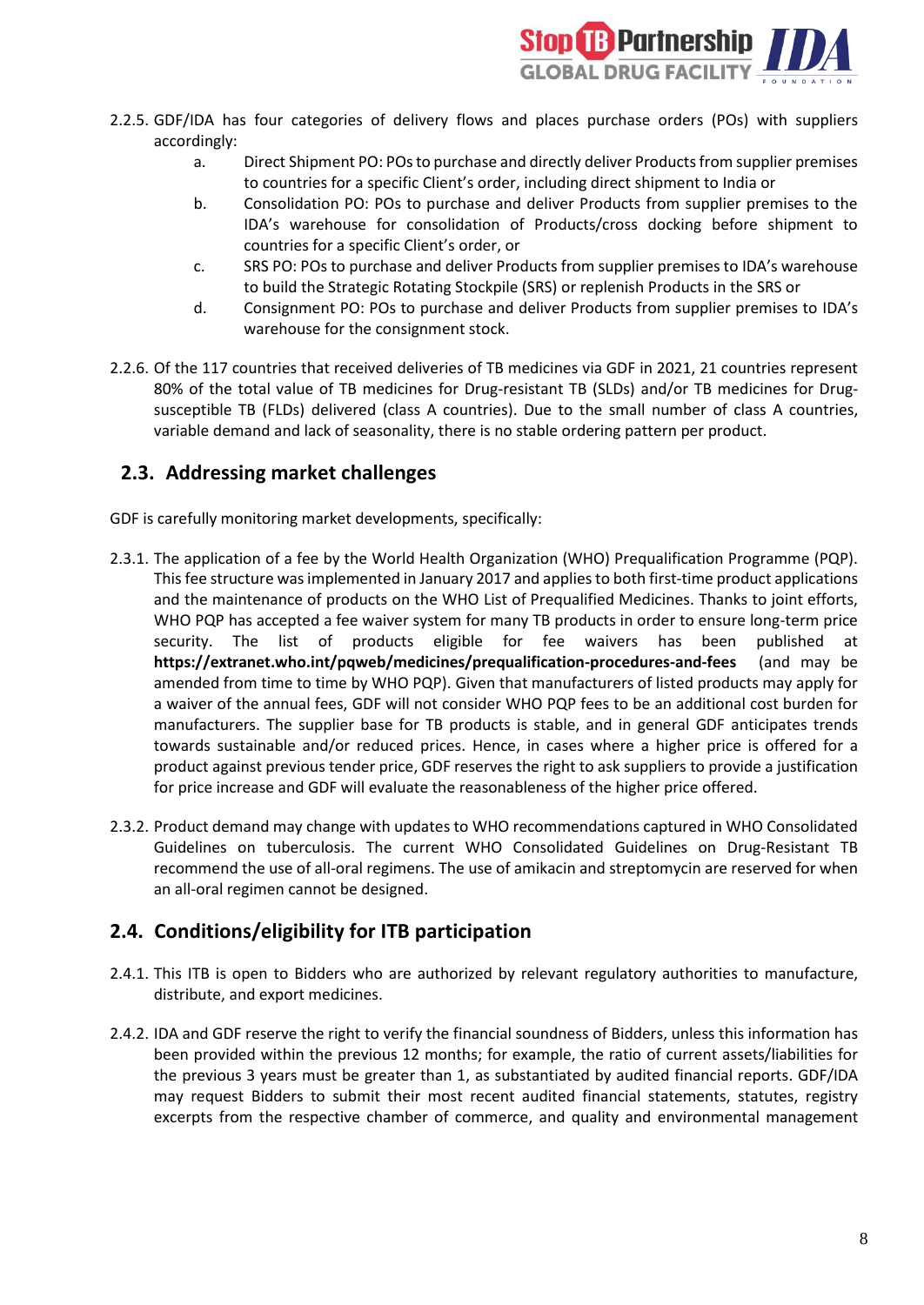2.2.5. GDF/IDA has four categories of delivery flows and places purchase orders (POs) with suppliers accordingly:

   a. Direct Shipment PO: POs to purchase and directly deliver Products from supplier premises to countries for a specific Client's order, including direct shipment to India or
   b. Consolidation PO: POs to purchase and deliver Products from supplier premises to the IDA's warehouse for consolidation of Products/cross docking before shipment to countries for a specific Client's order, or
   c. SRS PO: POs to purchase and deliver Products from supplier premises to IDA's warehouse to build the Strategic Rotating Stockpile (SRS) or replenish Products in the SRS or
   d. Consignment PO: POs to purchase and deliver Products from supplier premises to IDA's warehouse for the consignment stock.

2.2.6. Of the 117 countries that received deliveries of TB medicines via GDF in 2021, 21 countries represent 80% of the total value of TB medicines for Drug-resistant TB (SLDs) and/or TB medicines for Drug-susceptible TB (FLDs) delivered (class A countries). Due to the small number of class A countries, variable demand and lack of seasonality, there is no stable ordering pattern per product.

## 2.3. Addressing market challenges

GDF is carefully monitoring market developments, specifically:

2.3.1. The application of a fee by the World Health Organization (WHO) Prequalification Programme (PQP). This fee structure was implemented in January 2017 and applies to both first-time product applications and the maintenance of products on the WHO List of Prequalified Medicines. Thanks to joint efforts, WHO PQP has accepted a fee waiver system for many TB products in order to ensure long-term price security. The list of products eligible for fee waivers has been published at **https://extranet.who.int/pqweb/medicines/prequalification-procedures-and-fees** (and may be amended from time to time by WHO PQP). Given that manufacturers of listed products may apply for a waiver of the annual fees, GDF will not consider WHO PQP fees to be an additional cost burden for manufacturers. The supplier base for TB products is stable, and in general GDF anticipates trends towards sustainable and/or reduced prices. Hence, in cases where a higher price is offered for a product against previous tender price, GDF reserves the right to ask suppliers to provide a justification for price increase and GDF will evaluate the reasonableness of the higher price offered.

2.3.2. Product demand may change with updates to WHO recommendations captured in WHO Consolidated Guidelines on tuberculosis. The current WHO Consolidated Guidelines on Drug-Resistant TB recommend the use of all-oral regimens. The use of amikacin and streptomycin are reserved for when an all-oral regimen cannot be designed.

## 2.4. Conditions/eligibility for ITB participation

2.4.1. This ITB is open to Bidders who are authorized by relevant regulatory authorities to manufacture, distribute, and export medicines.

2.4.2. IDA and GDF reserve the right to verify the financial soundness of Bidders, unless this information has been provided within the previous 12 months; for example, the ratio of current assets/liabilities for the previous 3 years must be greater than 1, as substantiated by audited financial reports. GDF/IDA may request Bidders to submit their most recent audited financial statements, statutes, registry excerpts from the respective chamber of commerce, and quality and environmental management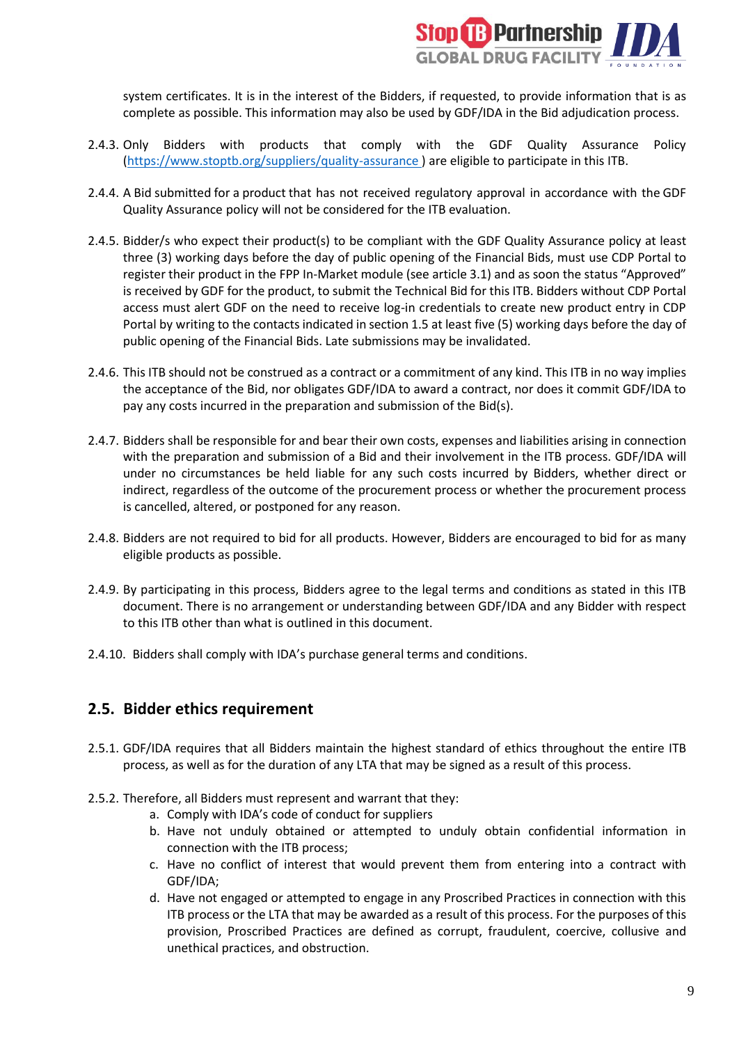system certificates. It is in the interest of the Bidders, if requested, to provide information that is as complete as possible. This information may also be used by GDF/IDA in the Bid adjudication process.

2.4.3. Only Bidders with products that comply with the GDF Quality Assurance Policy (https://www.stoptb.org/suppliers/quality-assurance ) are eligible to participate in this ITB.

2.4.4. A Bid submitted for a product that has not received regulatory approval in accordance with the GDF Quality Assurance policy will not be considered for the ITB evaluation.

2.4.5. Bidder/s who expect their product(s) to be compliant with the GDF Quality Assurance policy at least three (3) working days before the day of public opening of the Financial Bids, must use CDP Portal to register their product in the FPP In-Market module (see article 3.1) and as soon the status "Approved" is received by GDF for the product, to submit the Technical Bid for this ITB. Bidders without CDP Portal access must alert GDF on the need to receive log-in credentials to create new product entry in CDP Portal by writing to the contacts indicated in section 1.5 at least five (5) working days before the day of public opening of the Financial Bids. Late submissions may be invalidated.

2.4.6. This ITB should not be construed as a contract or a commitment of any kind. This ITB in no way implies the acceptance of the Bid, nor obligates GDF/IDA to award a contract, nor does it commit GDF/IDA to pay any costs incurred in the preparation and submission of the Bid(s).

2.4.7. Bidders shall be responsible for and bear their own costs, expenses and liabilities arising in connection with the preparation and submission of a Bid and their involvement in the ITB process. GDF/IDA will under no circumstances be held liable for any such costs incurred by Bidders, whether direct or indirect, regardless of the outcome of the procurement process or whether the procurement process is cancelled, altered, or postponed for any reason.

2.4.8. Bidders are not required to bid for all products. However, Bidders are encouraged to bid for as many eligible products as possible.

2.4.9. By participating in this process, Bidders agree to the legal terms and conditions as stated in this ITB document. There is no arrangement or understanding between GDF/IDA and any Bidder with respect to this ITB other than what is outlined in this document.

2.4.10. Bidders shall comply with IDA's purchase general terms and conditions.

## 2.5. Bidder ethics requirement

2.5.1. GDF/IDA requires that all Bidders maintain the highest standard of ethics throughout the entire ITB process, as well as for the duration of any LTA that may be signed as a result of this process.

2.5.2. Therefore, all Bidders must represent and warrant that they:

a. Comply with IDA's code of conduct for suppliers
b. Have not unduly obtained or attempted to unduly obtain confidential information in connection with the ITB process;
c. Have no conflict of interest that would prevent them from entering into a contract with GDF/IDA;
d. Have not engaged or attempted to engage in any Proscribed Practices in connection with this ITB process or the LTA that may be awarded as a result of this process. For the purposes of this provision, Proscribed Practices are defined as corrupt, fraudulent, coercive, collusive and unethical practices, and obstruction.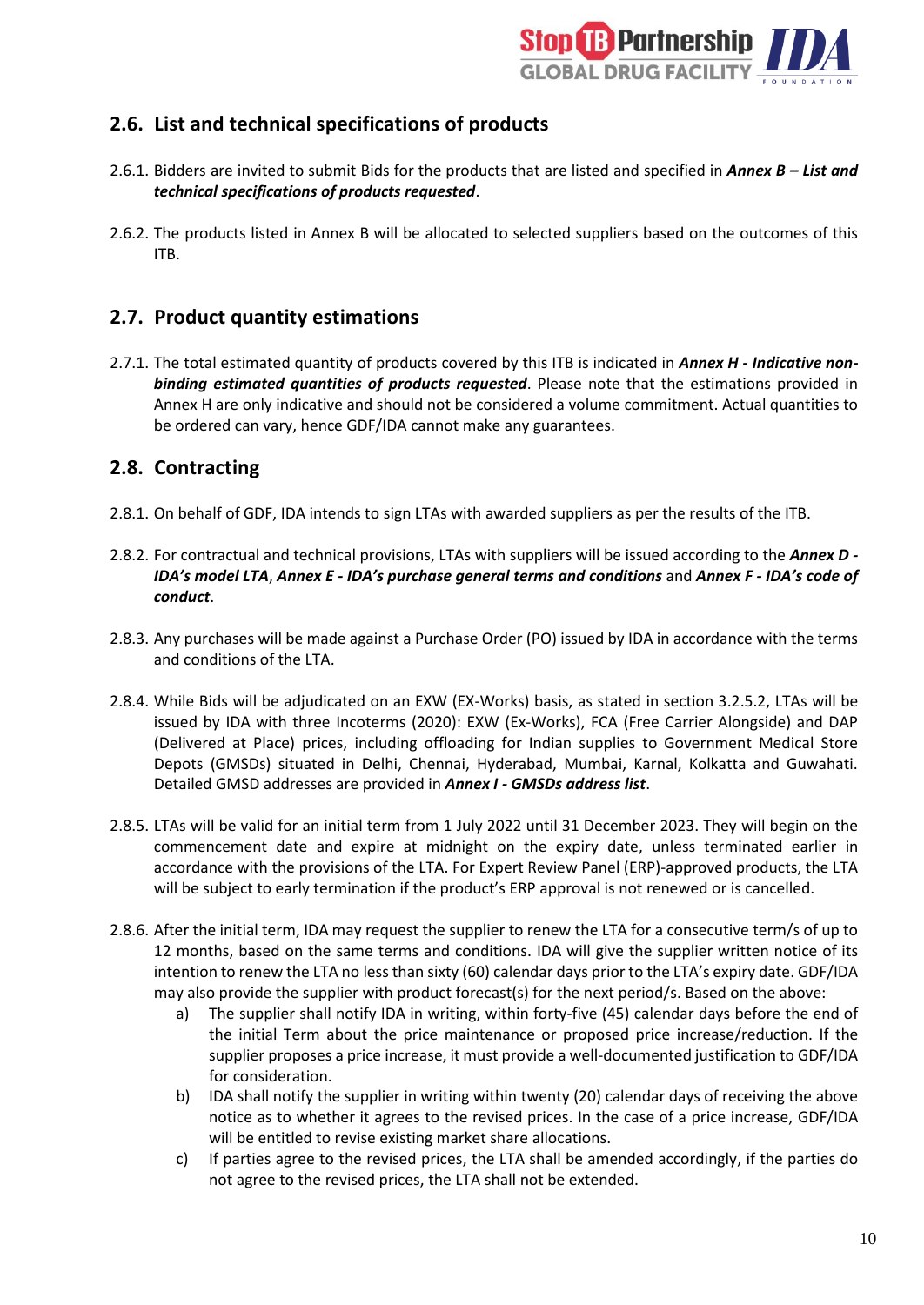## 2.6. List and technical specifications of products

2.6.1. Bidders are invited to submit Bids for the products that are listed and specified in ***Annex B – List and technical specifications of products requested***.

2.6.2. The products listed in Annex B will be allocated to selected suppliers based on the outcomes of this ITB.

## 2.7. Product quantity estimations

2.7.1. The total estimated quantity of products covered by this ITB is indicated in ***Annex H - Indicative non-binding estimated quantities of products requested***. Please note that the estimations provided in Annex H are only indicative and should not be considered a volume commitment. Actual quantities to be ordered can vary, hence GDF/IDA cannot make any guarantees.

## 2.8. Contracting

2.8.1. On behalf of GDF, IDA intends to sign LTAs with awarded suppliers as per the results of the ITB.

2.8.2. For contractual and technical provisions, LTAs with suppliers will be issued according to the ***Annex D - IDA's model LTA***, ***Annex E - IDA's purchase general terms and conditions*** and ***Annex F - IDA's code of conduct***.

2.8.3. Any purchases will be made against a Purchase Order (PO) issued by IDA in accordance with the terms and conditions of the LTA.

2.8.4. While Bids will be adjudicated on an EXW (EX-Works) basis, as stated in section 3.2.5.2, LTAs will be issued by IDA with three Incoterms (2020): EXW (Ex-Works), FCA (Free Carrier Alongside) and DAP (Delivered at Place) prices, including offloading for Indian supplies to Government Medical Store Depots (GMSDs) situated in Delhi, Chennai, Hyderabad, Mumbai, Karnal, Kolkatta and Guwahati. Detailed GMSD addresses are provided in ***Annex I - GMSDs address list***.

2.8.5. LTAs will be valid for an initial term from 1 July 2022 until 31 December 2023. They will begin on the commencement date and expire at midnight on the expiry date, unless terminated earlier in accordance with the provisions of the LTA. For Expert Review Panel (ERP)-approved products, the LTA will be subject to early termination if the product's ERP approval is not renewed or is cancelled.

2.8.6. After the initial term, IDA may request the supplier to renew the LTA for a consecutive term/s of up to 12 months, based on the same terms and conditions. IDA will give the supplier written notice of its intention to renew the LTA no less than sixty (60) calendar days prior to the LTA's expiry date. GDF/IDA may also provide the supplier with product forecast(s) for the next period/s. Based on the above:

a) The supplier shall notify IDA in writing, within forty-five (45) calendar days before the end of the initial Term about the price maintenance or proposed price increase/reduction. If the supplier proposes a price increase, it must provide a well-documented justification to GDF/IDA for consideration.

b) IDA shall notify the supplier in writing within twenty (20) calendar days of receiving the above notice as to whether it agrees to the revised prices. In the case of a price increase, GDF/IDA will be entitled to revise existing market share allocations.

c) If parties agree to the revised prices, the LTA shall be amended accordingly, if the parties do not agree to the revised prices, the LTA shall not be extended.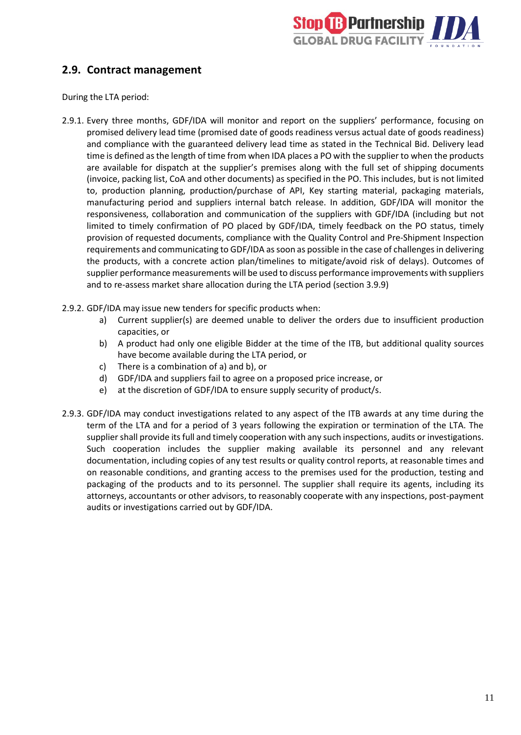## 2.9. Contract management

During the LTA period:

2.9.1. Every three months, GDF/IDA will monitor and report on the suppliers' performance, focusing on promised delivery lead time (promised date of goods readiness versus actual date of goods readiness) and compliance with the guaranteed delivery lead time as stated in the Technical Bid. Delivery lead time is defined as the length of time from when IDA places a PO with the supplier to when the products are available for dispatch at the supplier's premises along with the full set of shipping documents (invoice, packing list, CoA and other documents) as specified in the PO. This includes, but is not limited to, production planning, production/purchase of API, Key starting material, packaging materials, manufacturing period and suppliers internal batch release. In addition, GDF/IDA will monitor the responsiveness, collaboration and communication of the suppliers with GDF/IDA (including but not limited to timely confirmation of PO placed by GDF/IDA, timely feedback on the PO status, timely provision of requested documents, compliance with the Quality Control and Pre-Shipment Inspection requirements and communicating to GDF/IDA as soon as possible in the case of challenges in delivering the products, with a concrete action plan/timelines to mitigate/avoid risk of delays). Outcomes of supplier performance measurements will be used to discuss performance improvements with suppliers and to re-assess market share allocation during the LTA period (section 3.9.9)

2.9.2. GDF/IDA may issue new tenders for specific products when:

a) Current supplier(s) are deemed unable to deliver the orders due to insufficient production capacities, or
b) A product had only one eligible Bidder at the time of the ITB, but additional quality sources have become available during the LTA period, or
c) There is a combination of a) and b), or
d) GDF/IDA and suppliers fail to agree on a proposed price increase, or
e) at the discretion of GDF/IDA to ensure supply security of product/s.

2.9.3. GDF/IDA may conduct investigations related to any aspect of the ITB awards at any time during the term of the LTA and for a period of 3 years following the expiration or termination of the LTA. The supplier shall provide its full and timely cooperation with any such inspections, audits or investigations. Such cooperation includes the supplier making available its personnel and any relevant documentation, including copies of any test results or quality control reports, at reasonable times and on reasonable conditions, and granting access to the premises used for the production, testing and packaging of the products and to its personnel. The supplier shall require its agents, including its attorneys, accountants or other advisors, to reasonably cooperate with any inspections, post-payment audits or investigations carried out by GDF/IDA.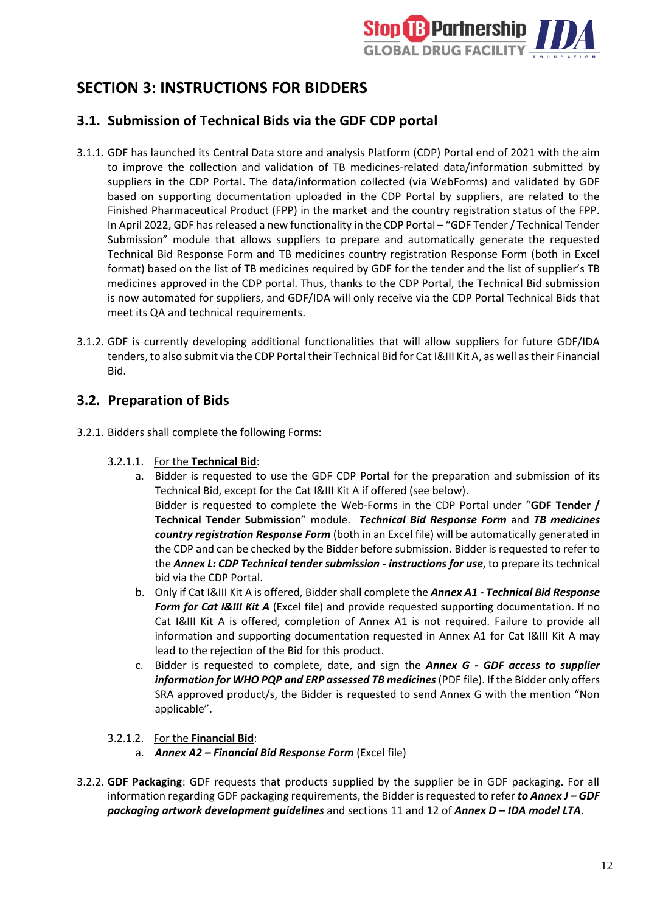# SECTION 3: INSTRUCTIONS FOR BIDDERS

## 3.1. Submission of Technical Bids via the GDF CDP portal

3.1.1. GDF has launched its Central Data store and analysis Platform (CDP) Portal end of 2021 with the aim to improve the collection and validation of TB medicines-related data/information submitted by suppliers in the CDP Portal. The data/information collected (via WebForms) and validated by GDF based on supporting documentation uploaded in the CDP Portal by suppliers, are related to the Finished Pharmaceutical Product (FPP) in the market and the country registration status of the FPP. In April 2022, GDF has released a new functionality in the CDP Portal – "GDF Tender / Technical Tender Submission" module that allows suppliers to prepare and automatically generate the requested Technical Bid Response Form and TB medicines country registration Response Form (both in Excel format) based on the list of TB medicines required by GDF for the tender and the list of supplier's TB medicines approved in the CDP portal. Thus, thanks to the CDP Portal, the Technical Bid submission is now automated for suppliers, and GDF/IDA will only receive via the CDP Portal Technical Bids that meet its QA and technical requirements.

3.1.2. GDF is currently developing additional functionalities that will allow suppliers for future GDF/IDA tenders, to also submit via the CDP Portal their Technical Bid for Cat I&III Kit A, as well as their Financial Bid.

## 3.2. Preparation of Bids

3.2.1. Bidders shall complete the following Forms:

3.2.1.1. <u>For the **Technical Bid**</u>:

a. Bidder is requested to use the GDF CDP Portal for the preparation and submission of its Technical Bid, except for the Cat I&III Kit A if offered (see below).
Bidder is requested to complete the Web-Forms in the CDP Portal under "**GDF Tender / Technical Tender Submission**" module. ***Technical Bid Response Form*** and ***TB medicines country registration Response Form*** (both in an Excel file) will be automatically generated in the CDP and can be checked by the Bidder before submission. Bidder is requested to refer to the ***Annex L: CDP Technical tender submission - instructions for use***, to prepare its technical bid via the CDP Portal.

b. Only if Cat I&III Kit A is offered, Bidder shall complete the ***Annex A1 - Technical Bid Response Form for Cat I&III Kit A*** (Excel file) and provide requested supporting documentation. If no Cat I&III Kit A is offered, completion of Annex A1 is not required. Failure to provide all information and supporting documentation requested in Annex A1 for Cat I&III Kit A may lead to the rejection of the Bid for this product.

c. Bidder is requested to complete, date, and sign the ***Annex G - GDF access to supplier information for WHO PQP and ERP assessed TB medicines*** (PDF file). If the Bidder only offers SRA approved product/s, the Bidder is requested to send Annex G with the mention "Non applicable".

3.2.1.2. <u>For the **Financial Bid**</u>:

a. ***Annex A2 – Financial Bid Response Form*** (Excel file)

3.2.2. <u>**GDF Packaging**</u>: GDF requests that products supplied by the supplier be in GDF packaging. For all information regarding GDF packaging requirements, the Bidder is requested to refer ***to Annex J – GDF packaging artwork development guidelines*** and sections 11 and 12 of ***Annex D – IDA model LTA***.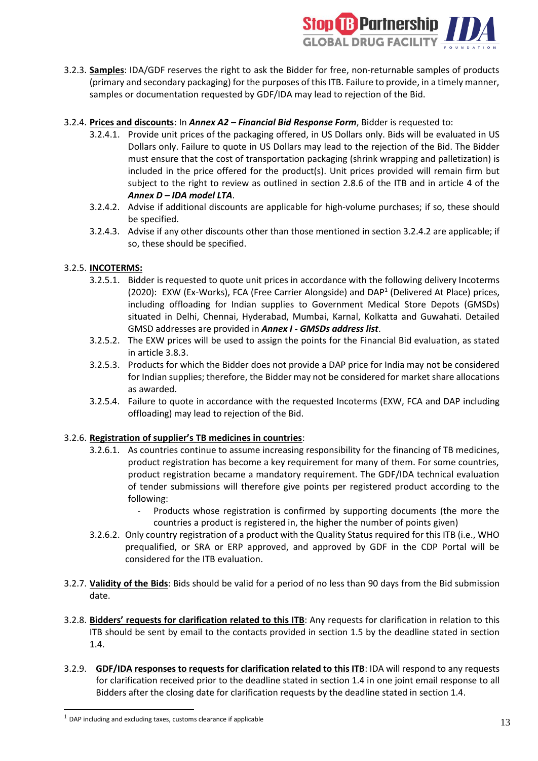3.2.3. **Samples**: IDA/GDF reserves the right to ask the Bidder for free, non-returnable samples of products (primary and secondary packaging) for the purposes of this ITB. Failure to provide, in a timely manner, samples or documentation requested by GDF/IDA may lead to rejection of the Bid.

3.2.4. **Prices and discounts**: In ***Annex A2 – Financial Bid Response Form***, Bidder is requested to:

- 3.2.4.1. Provide unit prices of the packaging offered, in US Dollars only. Bids will be evaluated in US Dollars only. Failure to quote in US Dollars may lead to the rejection of the Bid. The Bidder must ensure that the cost of transportation packaging (shrink wrapping and palletization) is included in the price offered for the product(s). Unit prices provided will remain firm but subject to the right to review as outlined in section 2.8.6 of the ITB and in article 4 of the ***Annex D – IDA model LTA***.
- 3.2.4.2. Advise if additional discounts are applicable for high-volume purchases; if so, these should be specified.
- 3.2.4.3. Advise if any other discounts other than those mentioned in section 3.2.4.2 are applicable; if so, these should be specified.

3.2.5. **INCOTERMS:**

- 3.2.5.1. Bidder is requested to quote unit prices in accordance with the following delivery Incoterms (2020): EXW (Ex-Works), FCA (Free Carrier Alongside) and DAP[1] (Delivered At Place) prices, including offloading for Indian supplies to Government Medical Store Depots (GMSDs) situated in Delhi, Chennai, Hyderabad, Mumbai, Karnal, Kolkatta and Guwahati. Detailed GMSD addresses are provided in ***Annex I - GMSDs address list***.
- 3.2.5.2. The EXW prices will be used to assign the points for the Financial Bid evaluation, as stated in article 3.8.3.
- 3.2.5.3. Products for which the Bidder does not provide a DAP price for India may not be considered for Indian supplies; therefore, the Bidder may not be considered for market share allocations as awarded.
- 3.2.5.4. Failure to quote in accordance with the requested Incoterms (EXW, FCA and DAP including offloading) may lead to rejection of the Bid.

3.2.6. **Registration of supplier's TB medicines in countries**:

- 3.2.6.1. As countries continue to assume increasing responsibility for the financing of TB medicines, product registration has become a key requirement for many of them. For some countries, product registration became a mandatory requirement. The GDF/IDA technical evaluation of tender submissions will therefore give points per registered product according to the following:
  - Products whose registration is confirmed by supporting documents (the more the countries a product is registered in, the higher the number of points given)
- 3.2.6.2. Only country registration of a product with the Quality Status required for this ITB (i.e., WHO prequalified, or SRA or ERP approved, and approved by GDF in the CDP Portal will be considered for the ITB evaluation.

3.2.7. **Validity of the Bids**: Bids should be valid for a period of no less than 90 days from the Bid submission date.

3.2.8. **Bidders' requests for clarification related to this ITB**: Any requests for clarification in relation to this ITB should be sent by email to the contacts provided in section 1.5 by the deadline stated in section 1.4.

3.2.9. **GDF/IDA responses to requests for clarification related to this ITB**: IDA will respond to any requests for clarification received prior to the deadline stated in section 1.4 in one joint email response to all Bidders after the closing date for clarification requests by the deadline stated in section 1.4.

---

[1] DAP including and excluding taxes, customs clearance if applicable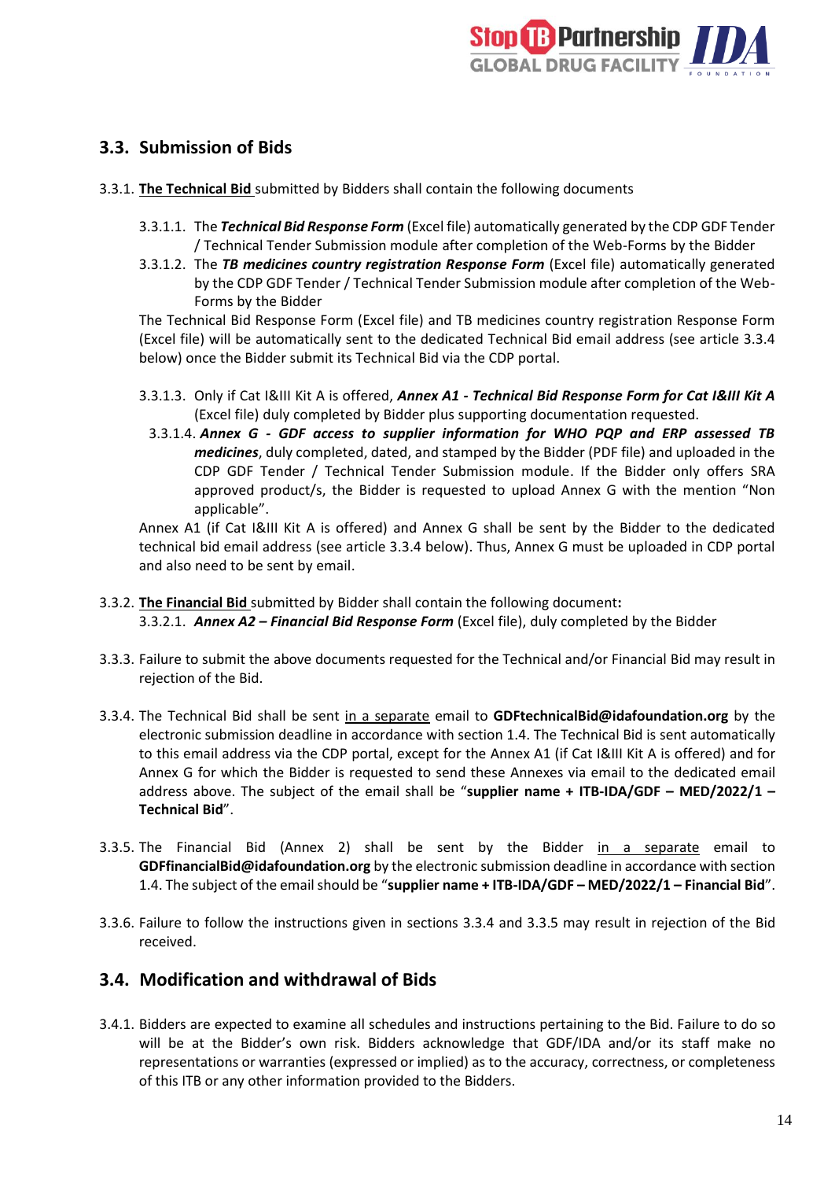## 3.3. Submission of Bids

3.3.1. **<u>The Technical Bid</u>** submitted by Bidders shall contain the following documents

3.3.1.1. The ***Technical Bid Response Form*** (Excel file) automatically generated by the CDP GDF Tender / Technical Tender Submission module after completion of the Web-Forms by the Bidder

3.3.1.2. The ***TB medicines country registration Response Form*** (Excel file) automatically generated by the CDP GDF Tender / Technical Tender Submission module after completion of the Web-Forms by the Bidder

The Technical Bid Response Form (Excel file) and TB medicines country registration Response Form (Excel file) will be automatically sent to the dedicated Technical Bid email address (see article 3.3.4 below) once the Bidder submit its Technical Bid via the CDP portal.

3.3.1.3. Only if Cat I&III Kit A is offered, ***Annex A1 - Technical Bid Response Form for Cat I&III Kit A*** (Excel file) duly completed by Bidder plus supporting documentation requested.

3.3.1.4. ***Annex G - GDF access to supplier information for WHO PQP and ERP assessed TB medicines***, duly completed, dated, and stamped by the Bidder (PDF file) and uploaded in the CDP GDF Tender / Technical Tender Submission module. If the Bidder only offers SRA approved product/s, the Bidder is requested to upload Annex G with the mention "Non applicable".

Annex A1 (if Cat I&III Kit A is offered) and Annex G shall be sent by the Bidder to the dedicated technical bid email address (see article 3.3.4 below). Thus, Annex G must be uploaded in CDP portal and also need to be sent by email.

3.3.2. **<u>The Financial Bid</u>** submitted by Bidder shall contain the following document**:**

3.3.2.1. ***Annex A2 – Financial Bid Response Form*** (Excel file), duly completed by the Bidder

3.3.3. Failure to submit the above documents requested for the Technical and/or Financial Bid may result in rejection of the Bid.

3.3.4. The Technical Bid shall be sent <u>in a separate</u> email to **GDFtechnicalBid@idafoundation.org** by the electronic submission deadline in accordance with section 1.4. The Technical Bid is sent automatically to this email address via the CDP portal, except for the Annex A1 (if Cat I&III Kit A is offered) and for Annex G for which the Bidder is requested to send these Annexes via email to the dedicated email address above. The subject of the email shall be "**supplier name + ITB-IDA/GDF – MED/2022/1 – Technical Bid**".

3.3.5. The Financial Bid (Annex 2) shall be sent by the Bidder <u>in a separate</u> email to **GDFfinancialBid@idafoundation.org** by the electronic submission deadline in accordance with section 1.4. The subject of the email should be "**supplier name + ITB-IDA/GDF – MED/2022/1 – Financial Bid**".

3.3.6. Failure to follow the instructions given in sections 3.3.4 and 3.3.5 may result in rejection of the Bid received.

## 3.4. Modification and withdrawal of Bids

3.4.1. Bidders are expected to examine all schedules and instructions pertaining to the Bid. Failure to do so will be at the Bidder's own risk. Bidders acknowledge that GDF/IDA and/or its staff make no representations or warranties (expressed or implied) as to the accuracy, correctness, or completeness of this ITB or any other information provided to the Bidders.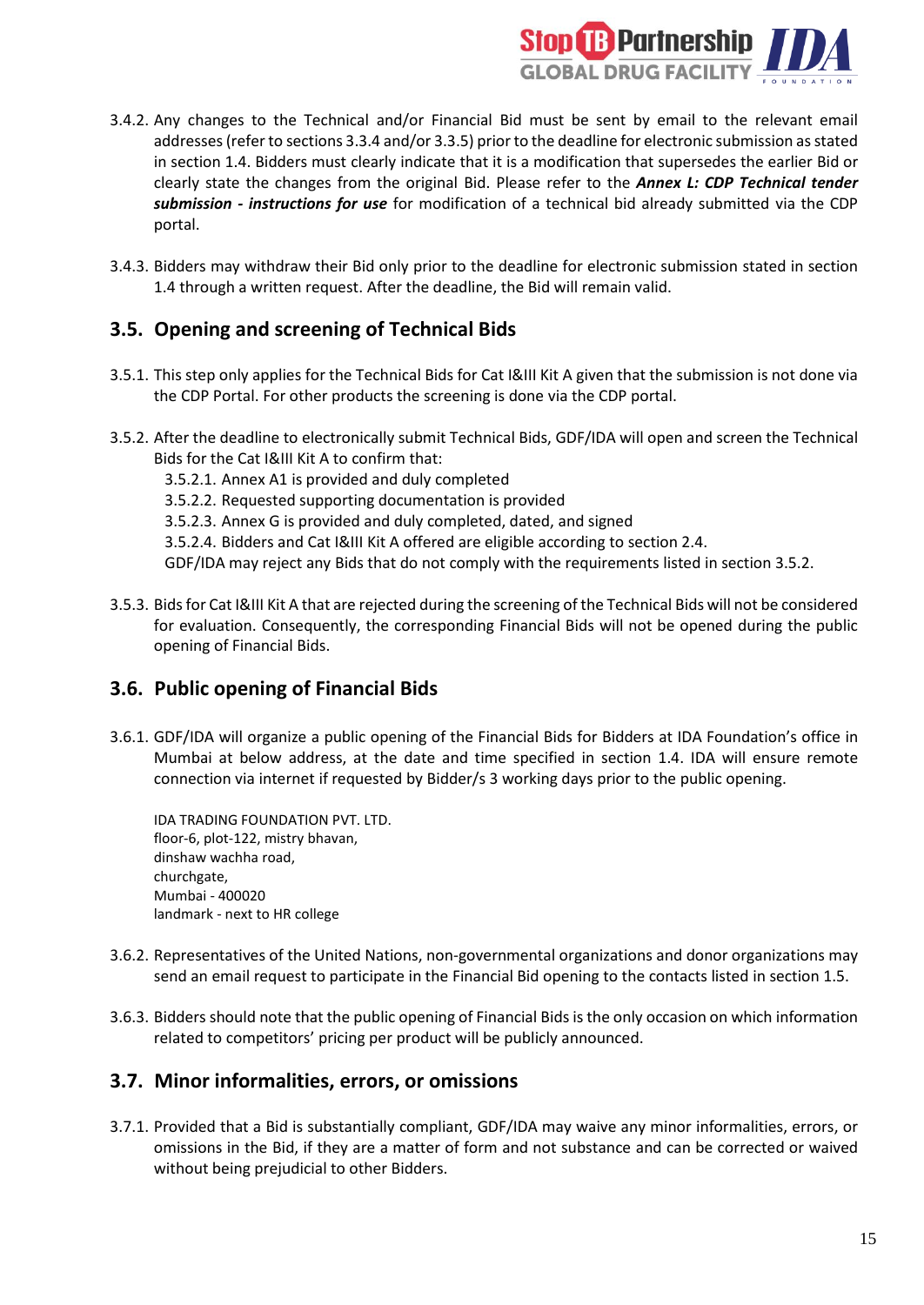3.4.2. Any changes to the Technical and/or Financial Bid must be sent by email to the relevant email addresses (refer to sections 3.3.4 and/or 3.3.5) prior to the deadline for electronic submission as stated in section 1.4. Bidders must clearly indicate that it is a modification that supersedes the earlier Bid or clearly state the changes from the original Bid. Please refer to the ***Annex L: CDP Technical tender submission - instructions for use*** for modification of a technical bid already submitted via the CDP portal.

3.4.3. Bidders may withdraw their Bid only prior to the deadline for electronic submission stated in section 1.4 through a written request. After the deadline, the Bid will remain valid.

## 3.5. Opening and screening of Technical Bids

3.5.1. This step only applies for the Technical Bids for Cat I&III Kit A given that the submission is not done via the CDP Portal. For other products the screening is done via the CDP portal.

3.5.2. After the deadline to electronically submit Technical Bids, GDF/IDA will open and screen the Technical Bids for the Cat I&III Kit A to confirm that:

3.5.2.1. Annex A1 is provided and duly completed
3.5.2.2. Requested supporting documentation is provided
3.5.2.3. Annex G is provided and duly completed, dated, and signed
3.5.2.4. Bidders and Cat I&III Kit A offered are eligible according to section 2.4.

GDF/IDA may reject any Bids that do not comply with the requirements listed in section 3.5.2.

3.5.3. Bids for Cat I&III Kit A that are rejected during the screening of the Technical Bids will not be considered for evaluation. Consequently, the corresponding Financial Bids will not be opened during the public opening of Financial Bids.

## 3.6. Public opening of Financial Bids

3.6.1. GDF/IDA will organize a public opening of the Financial Bids for Bidders at IDA Foundation's office in Mumbai at below address, at the date and time specified in section 1.4. IDA will ensure remote connection via internet if requested by Bidder/s 3 working days prior to the public opening.

IDA TRADING FOUNDATION PVT. LTD.
floor-6, plot-122, mistry bhavan,
dinshaw wachha road,
churchgate,
Mumbai - 400020
landmark - next to HR college

3.6.2. Representatives of the United Nations, non-governmental organizations and donor organizations may send an email request to participate in the Financial Bid opening to the contacts listed in section 1.5.

3.6.3. Bidders should note that the public opening of Financial Bids is the only occasion on which information related to competitors' pricing per product will be publicly announced.

## 3.7. Minor informalities, errors, or omissions

3.7.1. Provided that a Bid is substantially compliant, GDF/IDA may waive any minor informalities, errors, or omissions in the Bid, if they are a matter of form and not substance and can be corrected or waived without being prejudicial to other Bidders.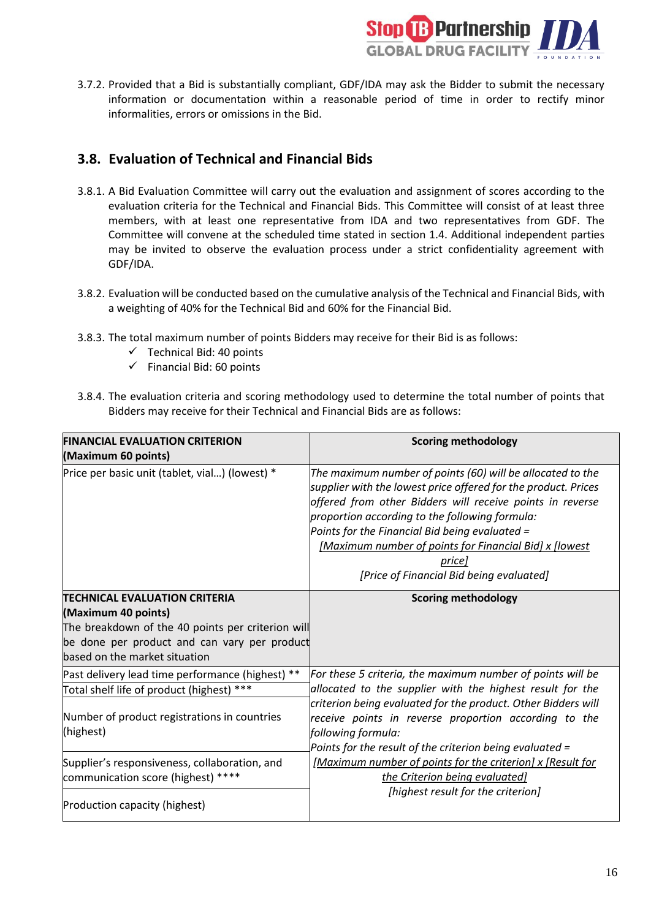3.7.2. Provided that a Bid is substantially compliant, GDF/IDA may ask the Bidder to submit the necessary information or documentation within a reasonable period of time in order to rectify minor informalities, errors or omissions in the Bid.

## 3.8. Evaluation of Technical and Financial Bids

3.8.1. A Bid Evaluation Committee will carry out the evaluation and assignment of scores according to the evaluation criteria for the Technical and Financial Bids. This Committee will consist of at least three members, with at least one representative from IDA and two representatives from GDF. The Committee will convene at the scheduled time stated in section 1.4. Additional independent parties may be invited to observe the evaluation process under a strict confidentiality agreement with GDF/IDA.

3.8.2. Evaluation will be conducted based on the cumulative analysis of the Technical and Financial Bids, with a weighting of 40% for the Technical Bid and 60% for the Financial Bid.

3.8.3. The total maximum number of points Bidders may receive for their Bid is as follows:

- ✓ Technical Bid: 40 points
- ✓ Financial Bid: 60 points

3.8.4. The evaluation criteria and scoring methodology used to determine the total number of points that Bidders may receive for their Technical and Financial Bids are as follows:

| **FINANCIAL EVALUATION CRITERION (Maximum 60 points)** | **Scoring methodology** |
|---|---|
| Price per basic unit (tablet, vial…) (lowest) * | *The maximum number of points (60) will be allocated to the supplier with the lowest price offered for the product. Prices offered from other Bidders will receive points in reverse proportion according to the following formula:* *Points for the Financial Bid being evaluated =* *[Maximum number of points for Financial Bid] x [lowest price]* / *[Price of Financial Bid being evaluated]* |
| **TECHNICAL EVALUATION CRITERIA (Maximum 40 points)** The breakdown of the 40 points per criterion will be done per product and can vary per product based on the market situation | **Scoring methodology** |
| Past delivery lead time performance (highest) ** | *For these 5 criteria, the maximum number of points will be allocated to the supplier with the highest result for the criterion being evaluated for the product. Other Bidders will receive points in reverse proportion according to the following formula:* *Points for the result of the criterion being evaluated =* *[Maximum number of points for the criterion] x [Result for the Criterion being evaluated]* / *[highest result for the criterion]* |
| Total shelf life of product (highest) *** | |
| Number of product registrations in countries (highest) | |
| Supplier's responsiveness, collaboration, and communication score (highest) **** | |
| Production capacity (highest) | |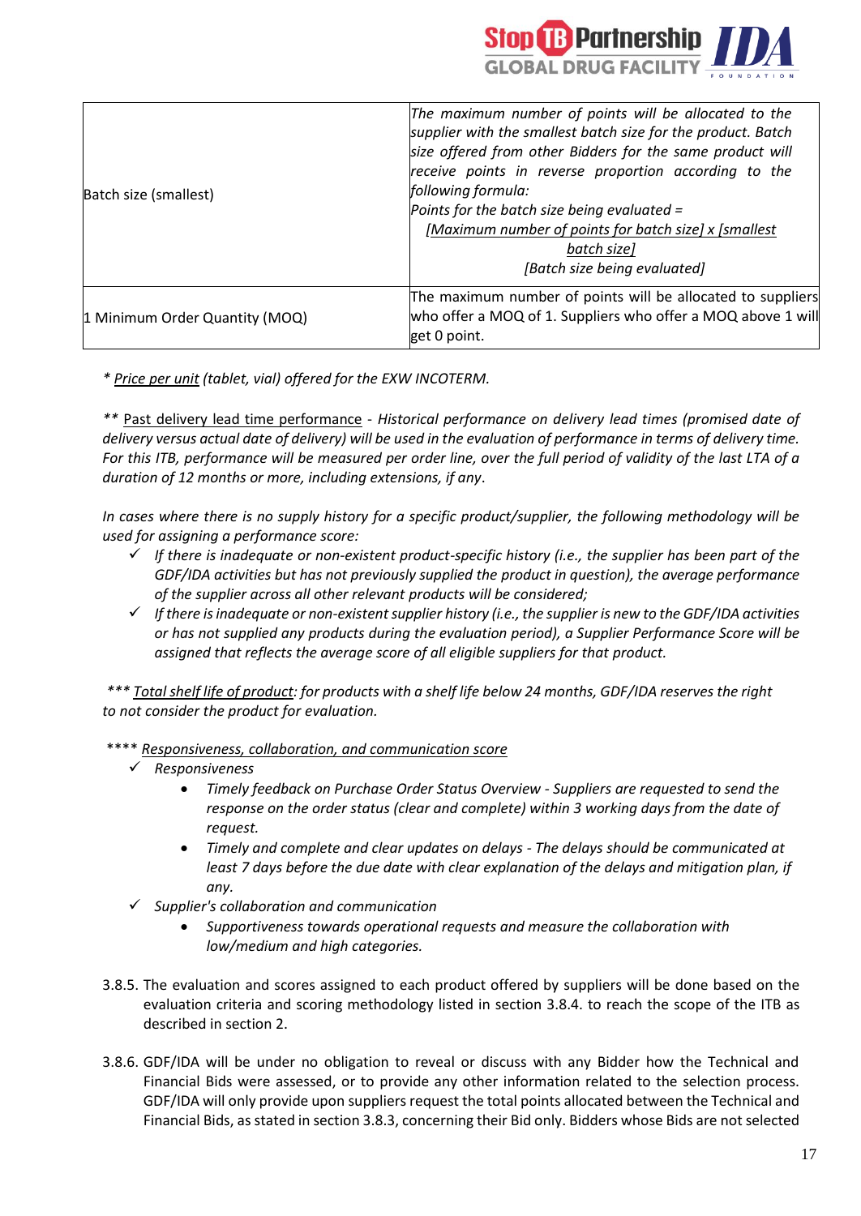| | |
|---|---|
| Batch size (smallest) | *The maximum number of points will be allocated to the supplier with the smallest batch size for the product. Batch size offered from other Bidders for the same product will receive points in reverse proportion according to the following formula:*<br>*Points for the batch size being evaluated =*<br>*[Maximum number of points for batch size] x [smallest batch size]*<br>*[Batch size being evaluated]* |
| 1 Minimum Order Quantity (MOQ) | The maximum number of points will be allocated to suppliers who offer a MOQ of 1. Suppliers who offer a MOQ above 1 will get 0 point. |

*\* Price per unit (tablet, vial) offered for the EXW INCOTERM.*

*\*\* Past delivery lead time performance - Historical performance on delivery lead times (promised date of delivery versus actual date of delivery) will be used in the evaluation of performance in terms of delivery time. For this ITB, performance will be measured per order line, over the full period of validity of the last LTA of a duration of 12 months or more, including extensions, if any.*

*In cases where there is no supply history for a specific product/supplier, the following methodology will be used for assigning a performance score:*

- ✓ *If there is inadequate or non-existent product-specific history (i.e., the supplier has been part of the GDF/IDA activities but has not previously supplied the product in question), the average performance of the supplier across all other relevant products will be considered;*
- ✓ *If there is inadequate or non-existent supplier history (i.e., the supplier is new to the GDF/IDA activities or has not supplied any products during the evaluation period), a Supplier Performance Score will be assigned that reflects the average score of all eligible suppliers for that product.*

*\*\*\* Total shelf life of product: for products with a shelf life below 24 months, GDF/IDA reserves the right to not consider the product for evaluation.*

\*\*\*\* *Responsiveness, collaboration, and communication score*

- ✓ *Responsiveness*
  - *Timely feedback on Purchase Order Status Overview - Suppliers are requested to send the response on the order status (clear and complete) within 3 working days from the date of request.*
  - *Timely and complete and clear updates on delays - The delays should be communicated at least 7 days before the due date with clear explanation of the delays and mitigation plan, if any.*
- ✓ *Supplier's collaboration and communication*
  - *Supportiveness towards operational requests and measure the collaboration with low/medium and high categories.*

3.8.5. The evaluation and scores assigned to each product offered by suppliers will be done based on the evaluation criteria and scoring methodology listed in section 3.8.4. to reach the scope of the ITB as described in section 2.

3.8.6. GDF/IDA will be under no obligation to reveal or discuss with any Bidder how the Technical and Financial Bids were assessed, or to provide any other information related to the selection process. GDF/IDA will only provide upon suppliers request the total points allocated between the Technical and Financial Bids, as stated in section 3.8.3, concerning their Bid only. Bidders whose Bids are not selected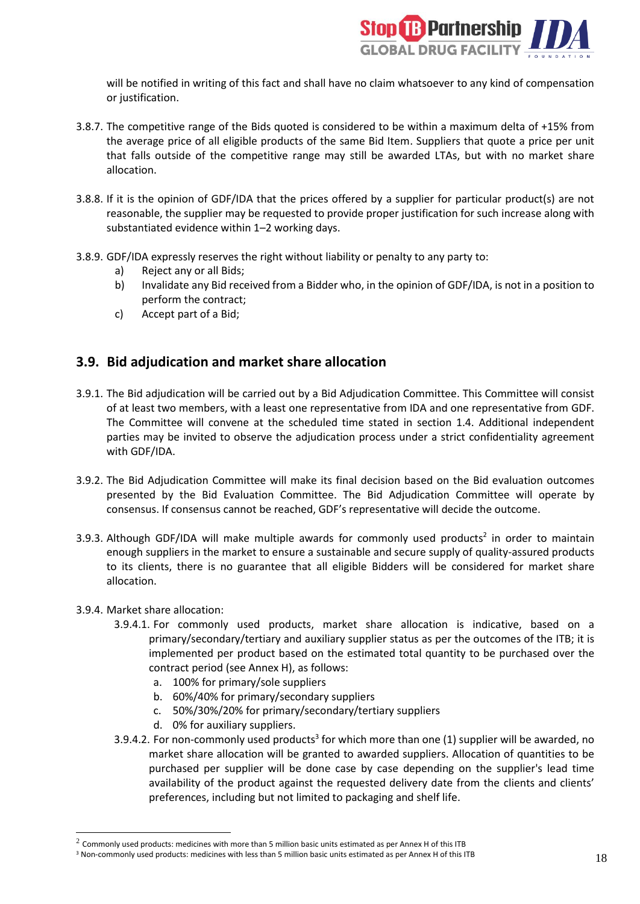will be notified in writing of this fact and shall have no claim whatsoever to any kind of compensation or justification.

3.8.7. The competitive range of the Bids quoted is considered to be within a maximum delta of +15% from the average price of all eligible products of the same Bid Item. Suppliers that quote a price per unit that falls outside of the competitive range may still be awarded LTAs, but with no market share allocation.

3.8.8. If it is the opinion of GDF/IDA that the prices offered by a supplier for particular product(s) are not reasonable, the supplier may be requested to provide proper justification for such increase along with substantiated evidence within 1–2 working days.

3.8.9. GDF/IDA expressly reserves the right without liability or penalty to any party to:

a) Reject any or all Bids;
b) Invalidate any Bid received from a Bidder who, in the opinion of GDF/IDA, is not in a position to perform the contract;
c) Accept part of a Bid;

## 3.9. Bid adjudication and market share allocation

3.9.1. The Bid adjudication will be carried out by a Bid Adjudication Committee. This Committee will consist of at least two members, with a least one representative from IDA and one representative from GDF. The Committee will convene at the scheduled time stated in section 1.4. Additional independent parties may be invited to observe the adjudication process under a strict confidentiality agreement with GDF/IDA.

3.9.2. The Bid Adjudication Committee will make its final decision based on the Bid evaluation outcomes presented by the Bid Evaluation Committee. The Bid Adjudication Committee will operate by consensus. If consensus cannot be reached, GDF's representative will decide the outcome.

3.9.3. Although GDF/IDA will make multiple awards for commonly used products[2] in order to maintain enough suppliers in the market to ensure a sustainable and secure supply of quality-assured products to its clients, there is no guarantee that all eligible Bidders will be considered for market share allocation.

3.9.4. Market share allocation:

3.9.4.1. For commonly used products, market share allocation is indicative, based on a primary/secondary/tertiary and auxiliary supplier status as per the outcomes of the ITB; it is implemented per product based on the estimated total quantity to be purchased over the contract period (see Annex H), as follows:

a. 100% for primary/sole suppliers
b. 60%/40% for primary/secondary suppliers
c. 50%/30%/20% for primary/secondary/tertiary suppliers
d. 0% for auxiliary suppliers.

3.9.4.2. For non-commonly used products[3] for which more than one (1) supplier will be awarded, no market share allocation will be granted to awarded suppliers. Allocation of quantities to be purchased per supplier will be done case by case depending on the supplier's lead time availability of the product against the requested delivery date from the clients and clients' preferences, including but not limited to packaging and shelf life.

---

[2] Commonly used products: medicines with more than 5 million basic units estimated as per Annex H of this ITB

[3] Non-commonly used products: medicines with less than 5 million basic units estimated as per Annex H of this ITB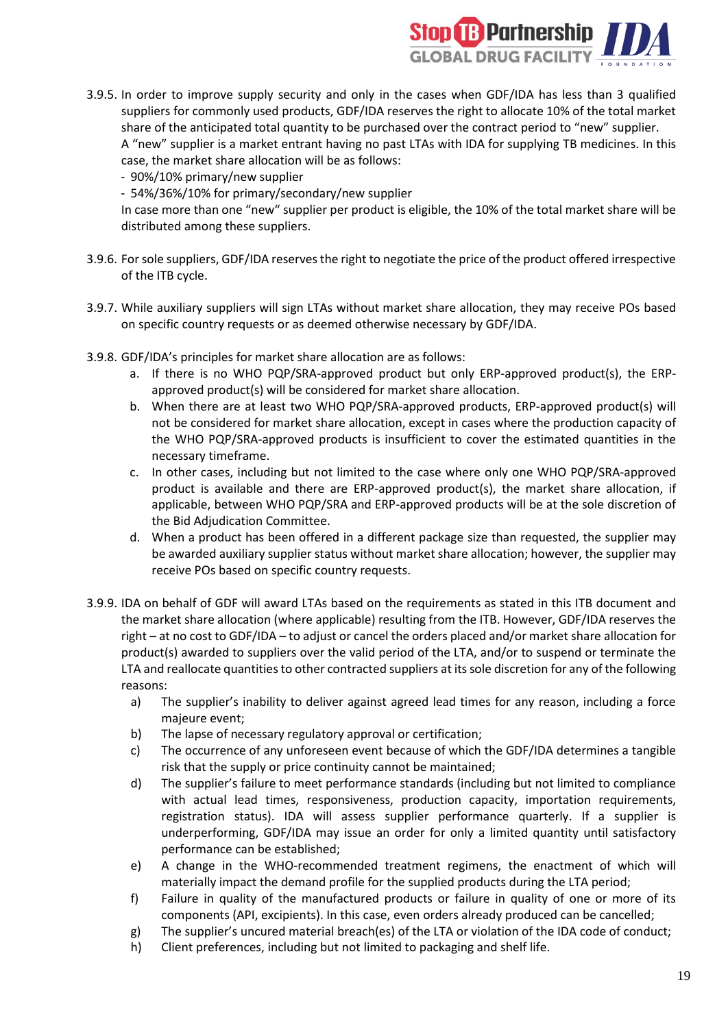3.9.5. In order to improve supply security and only in the cases when GDF/IDA has less than 3 qualified suppliers for commonly used products, GDF/IDA reserves the right to allocate 10% of the total market share of the anticipated total quantity to be purchased over the contract period to "new" supplier.
A "new" supplier is a market entrant having no past LTAs with IDA for supplying TB medicines. In this case, the market share allocation will be as follows:
- 90%/10% primary/new supplier
- 54%/36%/10% for primary/secondary/new supplier

In case more than one "new" supplier per product is eligible, the 10% of the total market share will be distributed among these suppliers.

3.9.6. For sole suppliers, GDF/IDA reserves the right to negotiate the price of the product offered irrespective of the ITB cycle.

3.9.7. While auxiliary suppliers will sign LTAs without market share allocation, they may receive POs based on specific country requests or as deemed otherwise necessary by GDF/IDA.

3.9.8. GDF/IDA's principles for market share allocation are as follows:

a. If there is no WHO PQP/SRA-approved product but only ERP-approved product(s), the ERP-approved product(s) will be considered for market share allocation.
b. When there are at least two WHO PQP/SRA-approved products, ERP-approved product(s) will not be considered for market share allocation, except in cases where the production capacity of the WHO PQP/SRA-approved products is insufficient to cover the estimated quantities in the necessary timeframe.
c. In other cases, including but not limited to the case where only one WHO PQP/SRA-approved product is available and there are ERP-approved product(s), the market share allocation, if applicable, between WHO PQP/SRA and ERP-approved products will be at the sole discretion of the Bid Adjudication Committee.
d. When a product has been offered in a different package size than requested, the supplier may be awarded auxiliary supplier status without market share allocation; however, the supplier may receive POs based on specific country requests.

3.9.9. IDA on behalf of GDF will award LTAs based on the requirements as stated in this ITB document and the market share allocation (where applicable) resulting from the ITB. However, GDF/IDA reserves the right – at no cost to GDF/IDA – to adjust or cancel the orders placed and/or market share allocation for product(s) awarded to suppliers over the valid period of the LTA, and/or to suspend or terminate the LTA and reallocate quantities to other contracted suppliers at its sole discretion for any of the following reasons:

a) The supplier's inability to deliver against agreed lead times for any reason, including a force majeure event;
b) The lapse of necessary regulatory approval or certification;
c) The occurrence of any unforeseen event because of which the GDF/IDA determines a tangible risk that the supply or price continuity cannot be maintained;
d) The supplier's failure to meet performance standards (including but not limited to compliance with actual lead times, responsiveness, production capacity, importation requirements, registration status). IDA will assess supplier performance quarterly. If a supplier is underperforming, GDF/IDA may issue an order for only a limited quantity until satisfactory performance can be established;
e) A change in the WHO-recommended treatment regimens, the enactment of which will materially impact the demand profile for the supplied products during the LTA period;
f) Failure in quality of the manufactured products or failure in quality of one or more of its components (API, excipients). In this case, even orders already produced can be cancelled;
g) The supplier's uncured material breach(es) of the LTA or violation of the IDA code of conduct;
h) Client preferences, including but not limited to packaging and shelf life.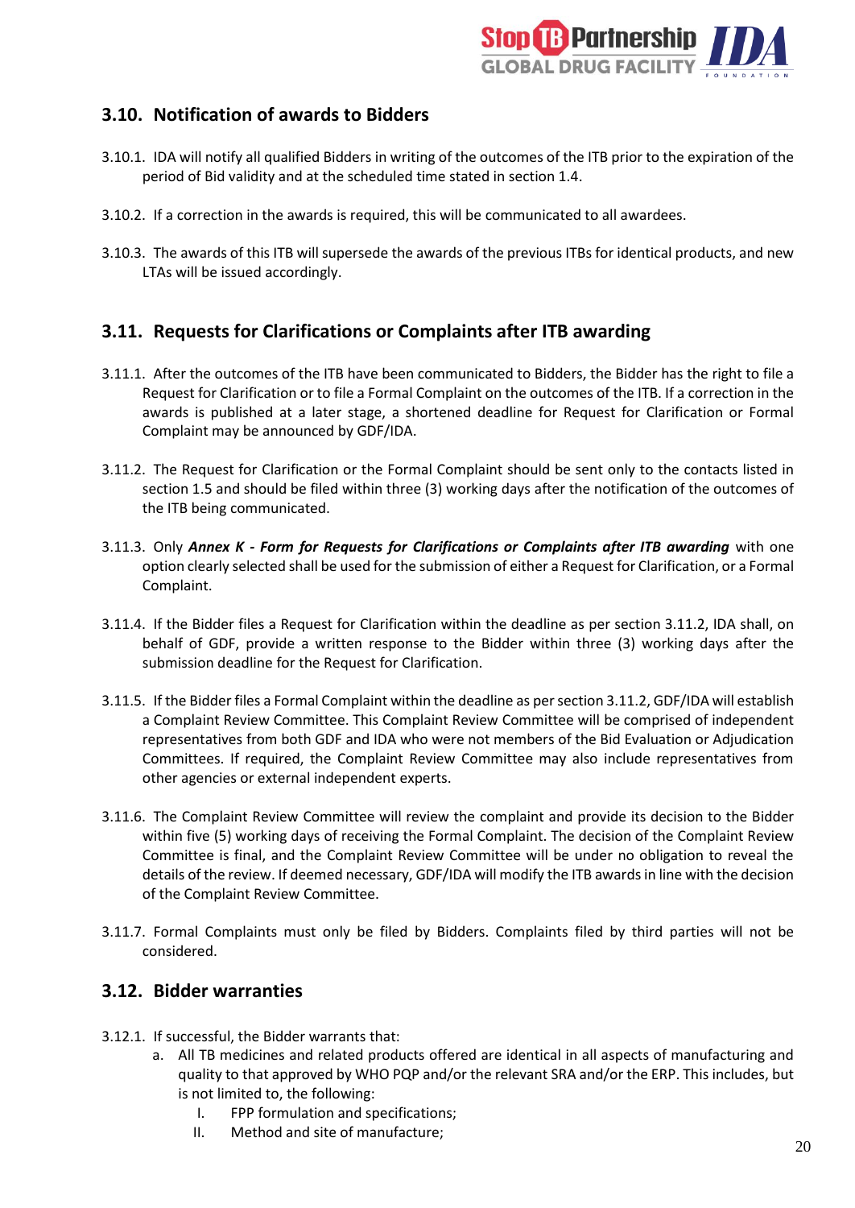## 3.10. Notification of awards to Bidders

3.10.1. IDA will notify all qualified Bidders in writing of the outcomes of the ITB prior to the expiration of the period of Bid validity and at the scheduled time stated in section 1.4.

3.10.2. If a correction in the awards is required, this will be communicated to all awardees.

3.10.3. The awards of this ITB will supersede the awards of the previous ITBs for identical products, and new LTAs will be issued accordingly.

## 3.11. Requests for Clarifications or Complaints after ITB awarding

3.11.1. After the outcomes of the ITB have been communicated to Bidders, the Bidder has the right to file a Request for Clarification or to file a Formal Complaint on the outcomes of the ITB. If a correction in the awards is published at a later stage, a shortened deadline for Request for Clarification or Formal Complaint may be announced by GDF/IDA.

3.11.2. The Request for Clarification or the Formal Complaint should be sent only to the contacts listed in section 1.5 and should be filed within three (3) working days after the notification of the outcomes of the ITB being communicated.

3.11.3. Only ***Annex K - Form for Requests for Clarifications or Complaints after ITB awarding*** with one option clearly selected shall be used for the submission of either a Request for Clarification, or a Formal Complaint.

3.11.4. If the Bidder files a Request for Clarification within the deadline as per section 3.11.2, IDA shall, on behalf of GDF, provide a written response to the Bidder within three (3) working days after the submission deadline for the Request for Clarification.

3.11.5. If the Bidder files a Formal Complaint within the deadline as per section 3.11.2, GDF/IDA will establish a Complaint Review Committee. This Complaint Review Committee will be comprised of independent representatives from both GDF and IDA who were not members of the Bid Evaluation or Adjudication Committees. If required, the Complaint Review Committee may also include representatives from other agencies or external independent experts.

3.11.6. The Complaint Review Committee will review the complaint and provide its decision to the Bidder within five (5) working days of receiving the Formal Complaint. The decision of the Complaint Review Committee is final, and the Complaint Review Committee will be under no obligation to reveal the details of the review. If deemed necessary, GDF/IDA will modify the ITB awards in line with the decision of the Complaint Review Committee.

3.11.7. Formal Complaints must only be filed by Bidders. Complaints filed by third parties will not be considered.

## 3.12. Bidder warranties

3.12.1. If successful, the Bidder warrants that:

a. All TB medicines and related products offered are identical in all aspects of manufacturing and quality to that approved by WHO PQP and/or the relevant SRA and/or the ERP. This includes, but is not limited to, the following:
   - I. FPP formulation and specifications;
   - II. Method and site of manufacture;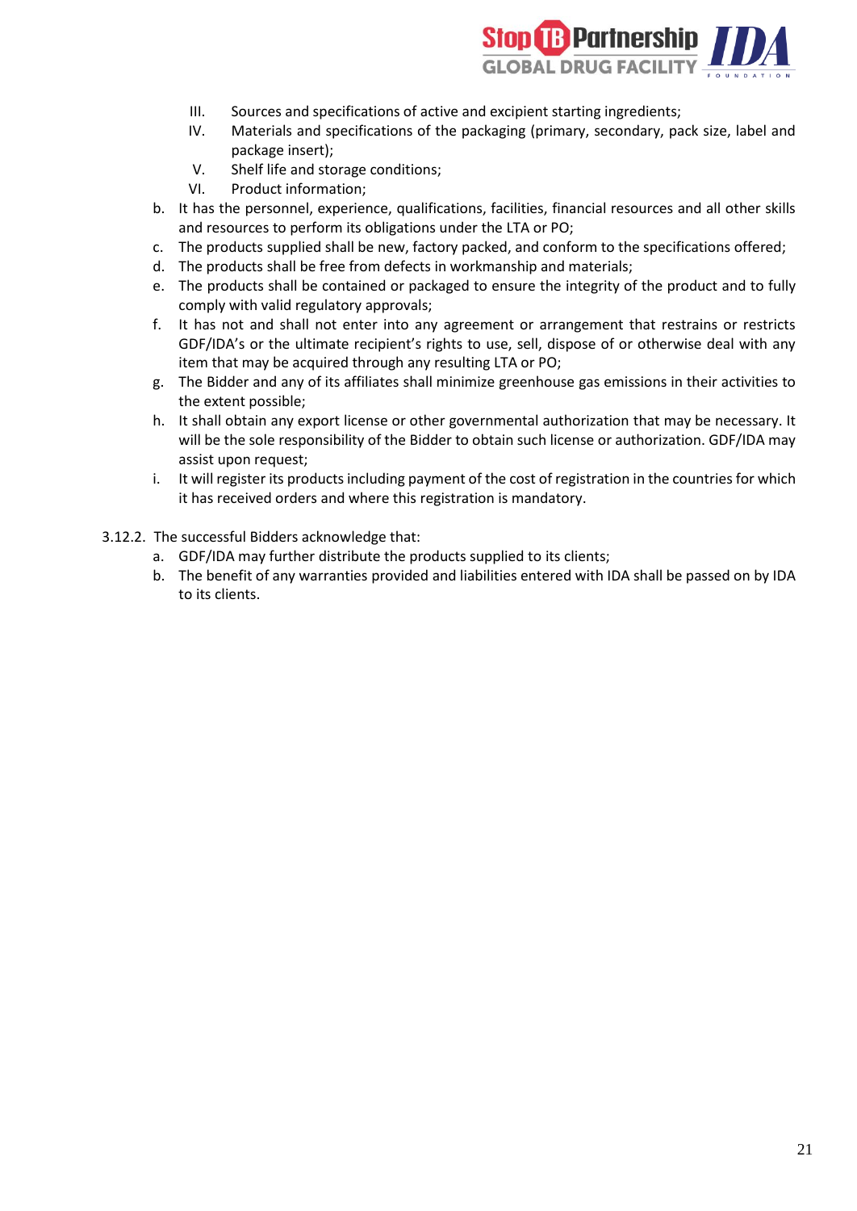III. Sources and specifications of active and excipient starting ingredients;
   IV. Materials and specifications of the packaging (primary, secondary, pack size, label and package insert);
   V. Shelf life and storage conditions;
   VI. Product information;

b. It has the personnel, experience, qualifications, facilities, financial resources and all other skills and resources to perform its obligations under the LTA or PO;
c. The products supplied shall be new, factory packed, and conform to the specifications offered;
d. The products shall be free from defects in workmanship and materials;
e. The products shall be contained or packaged to ensure the integrity of the product and to fully comply with valid regulatory approvals;
f. It has not and shall not enter into any agreement or arrangement that restrains or restricts GDF/IDA's or the ultimate recipient's rights to use, sell, dispose of or otherwise deal with any item that may be acquired through any resulting LTA or PO;
g. The Bidder and any of its affiliates shall minimize greenhouse gas emissions in their activities to the extent possible;
h. It shall obtain any export license or other governmental authorization that may be necessary. It will be the sole responsibility of the Bidder to obtain such license or authorization. GDF/IDA may assist upon request;
i. It will register its products including payment of the cost of registration in the countries for which it has received orders and where this registration is mandatory.

3.12.2. The successful Bidders acknowledge that:

a. GDF/IDA may further distribute the products supplied to its clients;
b. The benefit of any warranties provided and liabilities entered with IDA shall be passed on by IDA to its clients.